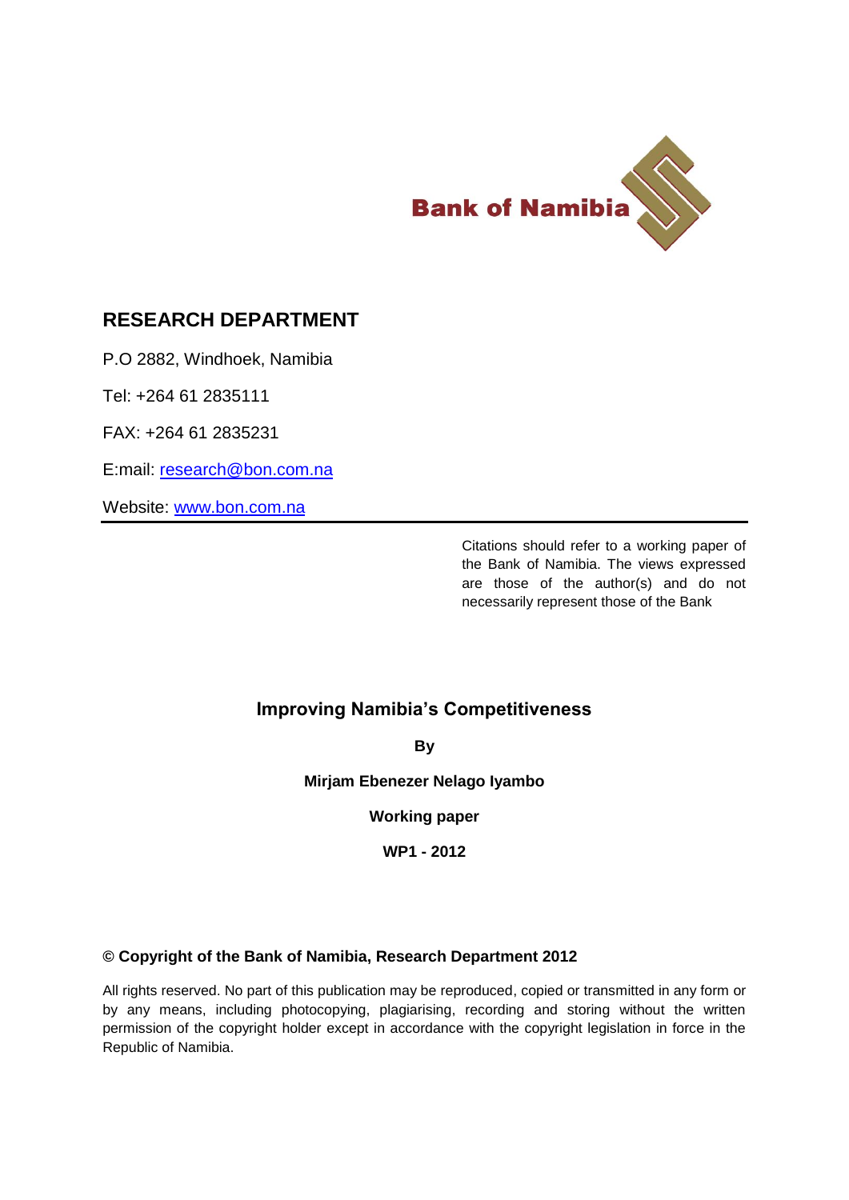Bank of Namibia

## RESEARCH DEPARTMENT

P.O 2882, Windhoek, Namibia

Tel: +264 61 2835111

FAX: +264 61 2835231

E:mail: research@bon.com.na

Website: www.bon.com.na

---

Citations should refer to a working paper of the Bank of Namibia. The views expressed are those of the author(s) and do not necessarily represent those of the Bank

# Improving Namibia's Competitiveness

**By**

**Mirjam Ebenezer Nelago Iyambo**

**Working paper**

**WP1 - 2012**

**© Copyright of the Bank of Namibia, Research Department 2012**

All rights reserved. No part of this publication may be reproduced, copied or transmitted in any form or by any means, including photocopying, plagiarising, recording and storing without the written permission of the copyright holder except in accordance with the copyright legislation in force in the Republic of Namibia.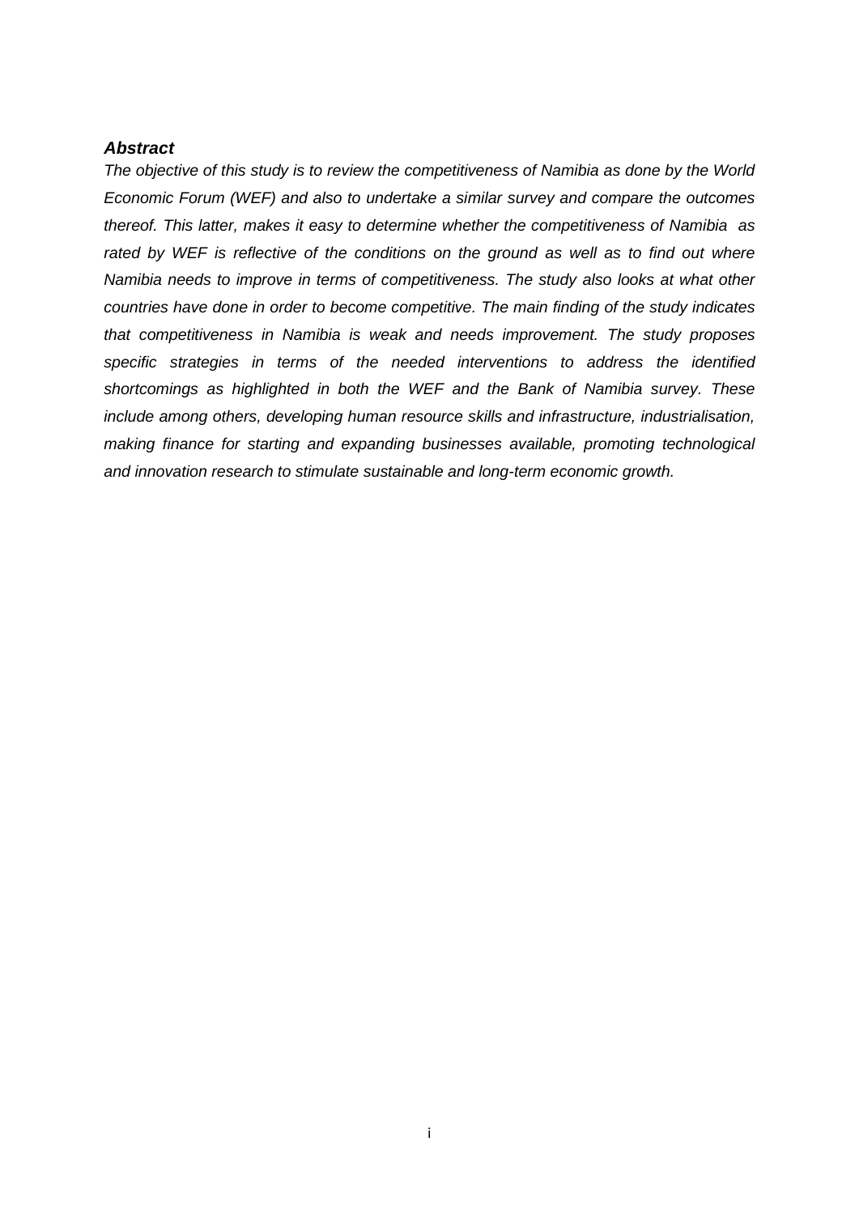***Abstract***

*The objective of this study is to review the competitiveness of Namibia as done by the World Economic Forum (WEF) and also to undertake a similar survey and compare the outcomes thereof. This latter, makes it easy to determine whether the competitiveness of Namibia as rated by WEF is reflective of the conditions on the ground as well as to find out where Namibia needs to improve in terms of competitiveness. The study also looks at what other countries have done in order to become competitive. The main finding of the study indicates that competitiveness in Namibia is weak and needs improvement. The study proposes specific strategies in terms of the needed interventions to address the identified shortcomings as highlighted in both the WEF and the Bank of Namibia survey. These include among others, developing human resource skills and infrastructure, industrialisation, making finance for starting and expanding businesses available, promoting technological and innovation research to stimulate sustainable and long-term economic growth.*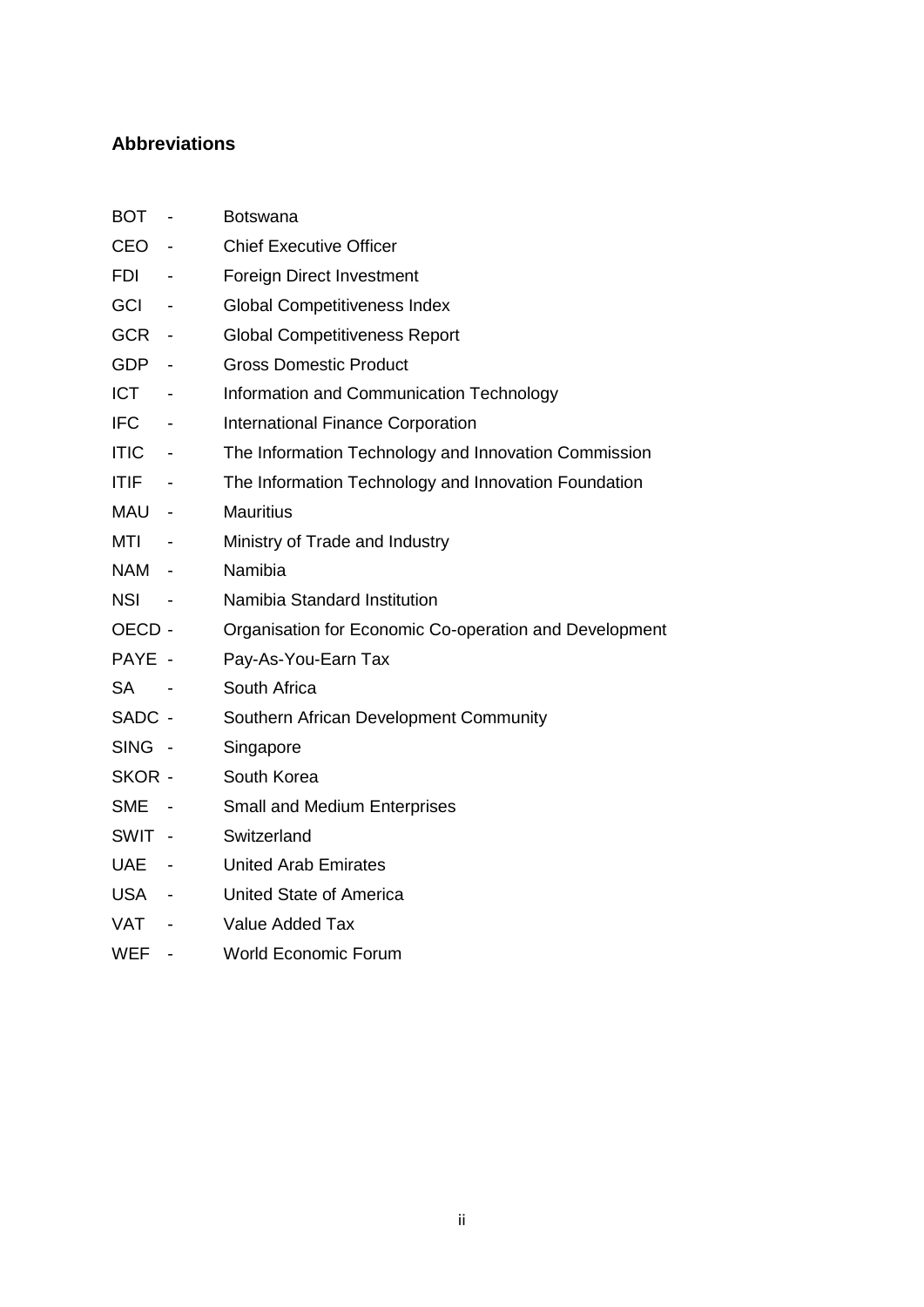## Abbreviations

BOT - Botswana
CEO - Chief Executive Officer
FDI - Foreign Direct Investment
GCI - Global Competitiveness Index
GCR - Global Competitiveness Report
GDP - Gross Domestic Product
ICT - Information and Communication Technology
IFC - International Finance Corporation
ITIC - The Information Technology and Innovation Commission
ITIF - The Information Technology and Innovation Foundation
MAU - Mauritius
MTI - Ministry of Trade and Industry
NAM - Namibia
NSI - Namibia Standard Institution
OECD - Organisation for Economic Co-operation and Development
PAYE - Pay-As-You-Earn Tax
SA - South Africa
SADC - Southern African Development Community
SING - Singapore
SKOR - South Korea
SME - Small and Medium Enterprises
SWIT - Switzerland
UAE - United Arab Emirates
USA - United State of America
VAT - Value Added Tax
WEF - World Economic Forum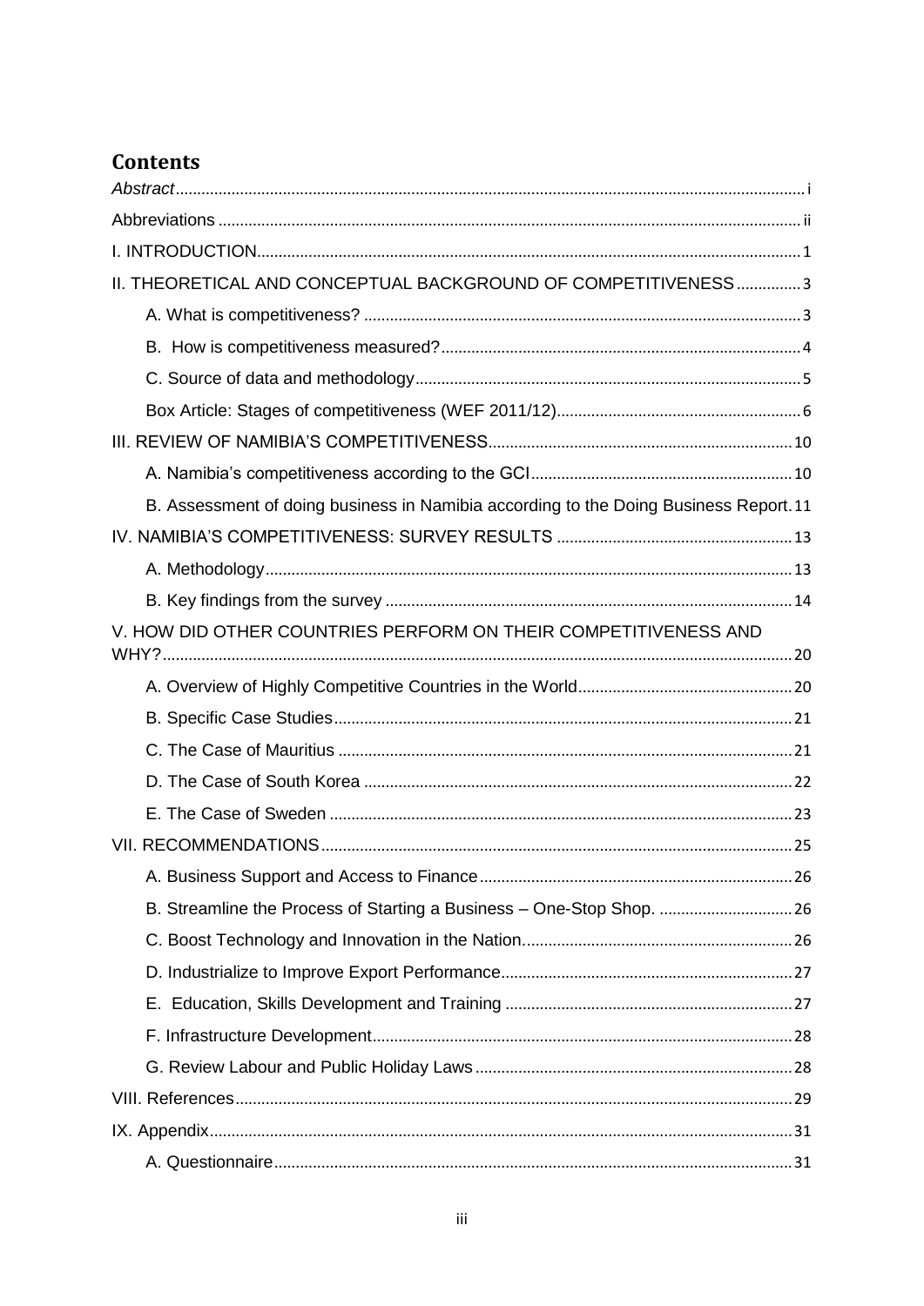## Contents

*Abstract* ........ i

Abbreviations ........ ii

I. INTRODUCTION ........ 1

II. THEORETICAL AND CONCEPTUAL BACKGROUND OF COMPETITIVENESS ........ 3

- A. What is competitiveness? ........ 3
- B. How is competitiveness measured? ........ 4
- C. Source of data and methodology ........ 5
- Box Article: Stages of competitiveness (WEF 2011/12) ........ 6

III. REVIEW OF NAMIBIA'S COMPETITIVENESS ........ 10

- A. Namibia's competitiveness according to the GCI ........ 10
- B. Assessment of doing business in Namibia according to the Doing Business Report. 11

IV. NAMIBIA'S COMPETITIVENESS: SURVEY RESULTS ........ 13

- A. Methodology ........ 13
- B. Key findings from the survey ........ 14

V. HOW DID OTHER COUNTRIES PERFORM ON THEIR COMPETITIVENESS AND WHY? ........ 20

- A. Overview of Highly Competitive Countries in the World ........ 20
- B. Specific Case Studies ........ 21
- C. The Case of Mauritius ........ 21
- D. The Case of South Korea ........ 22
- E. The Case of Sweden ........ 23

VII. RECOMMENDATIONS ........ 25

- A. Business Support and Access to Finance ........ 26
- B. Streamline the Process of Starting a Business – One-Stop Shop. ........ 26
- C. Boost Technology and Innovation in the Nation. ........ 26
- D. Industrialize to Improve Export Performance ........ 27
- E. Education, Skills Development and Training ........ 27
- F. Infrastructure Development ........ 28
- G. Review Labour and Public Holiday Laws ........ 28

VIII. References ........ 29

IX. Appendix ........ 31

- A. Questionnaire ........ 31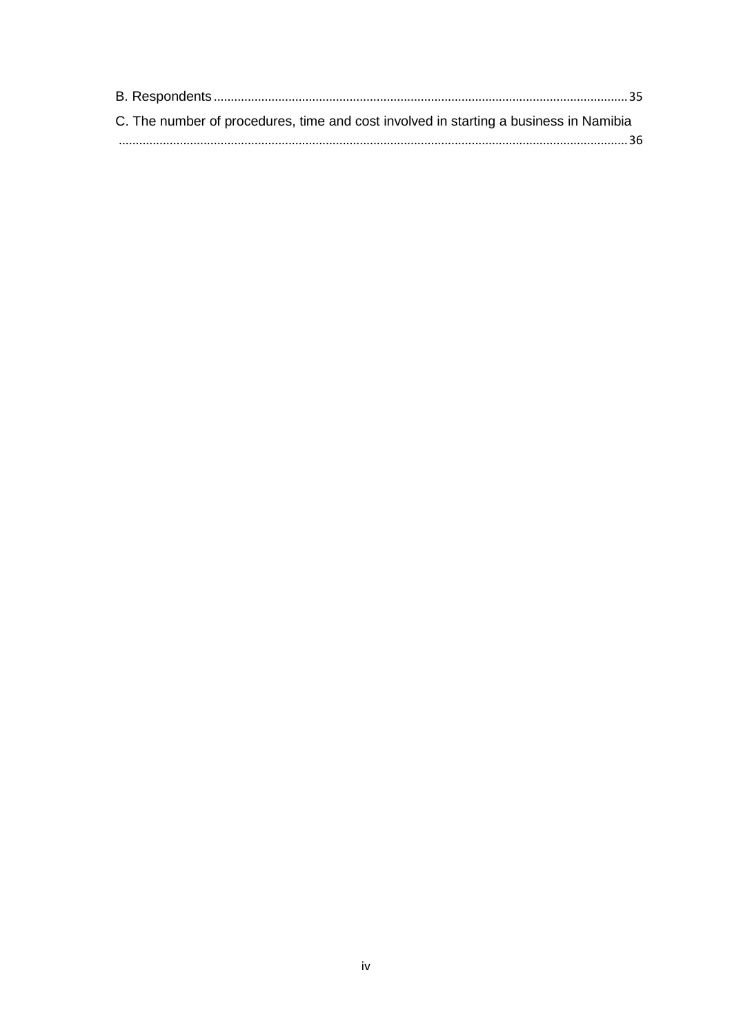B. Respondents ........................................................................................................................ 35

C. The number of procedures, time and cost involved in starting a business in Namibia ........................................................................................................................................ 36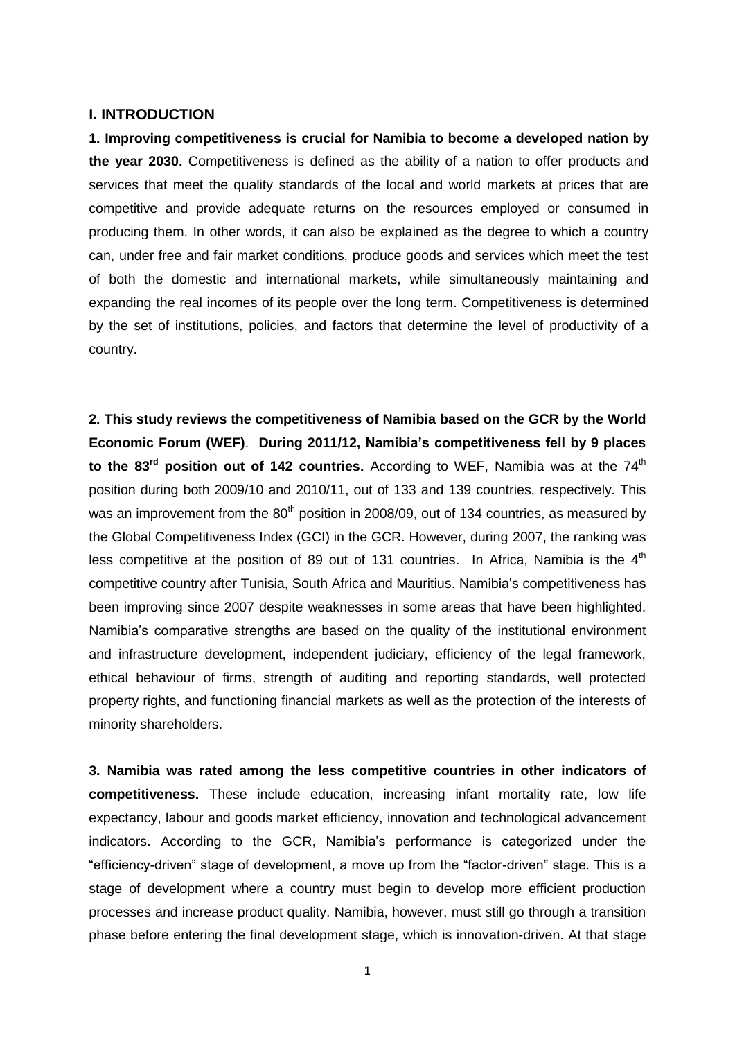## I. INTRODUCTION

**1. Improving competitiveness is crucial for Namibia to become a developed nation by the year 2030.** Competitiveness is defined as the ability of a nation to offer products and services that meet the quality standards of the local and world markets at prices that are competitive and provide adequate returns on the resources employed or consumed in producing them. In other words, it can also be explained as the degree to which a country can, under free and fair market conditions, produce goods and services which meet the test of both the domestic and international markets, while simultaneously maintaining and expanding the real incomes of its people over the long term. Competitiveness is determined by the set of institutions, policies, and factors that determine the level of productivity of a country.

**2. This study reviews the competitiveness of Namibia based on the GCR by the World Economic Forum (WEF)**. **During 2011/12, Namibia's competitiveness fell by 9 places to the 83rd position out of 142 countries.** According to WEF, Namibia was at the 74th position during both 2009/10 and 2010/11, out of 133 and 139 countries, respectively. This was an improvement from the 80th position in 2008/09, out of 134 countries, as measured by the Global Competitiveness Index (GCI) in the GCR. However, during 2007, the ranking was less competitive at the position of 89 out of 131 countries. In Africa, Namibia is the 4th competitive country after Tunisia, South Africa and Mauritius. Namibia's competitiveness has been improving since 2007 despite weaknesses in some areas that have been highlighted. Namibia's comparative strengths are based on the quality of the institutional environment and infrastructure development, independent judiciary, efficiency of the legal framework, ethical behaviour of firms, strength of auditing and reporting standards, well protected property rights, and functioning financial markets as well as the protection of the interests of minority shareholders.

**3. Namibia was rated among the less competitive countries in other indicators of competitiveness.** These include education, increasing infant mortality rate, low life expectancy, labour and goods market efficiency, innovation and technological advancement indicators. According to the GCR, Namibia's performance is categorized under the "efficiency-driven" stage of development, a move up from the "factor-driven" stage. This is a stage of development where a country must begin to develop more efficient production processes and increase product quality. Namibia, however, must still go through a transition phase before entering the final development stage, which is innovation-driven. At that stage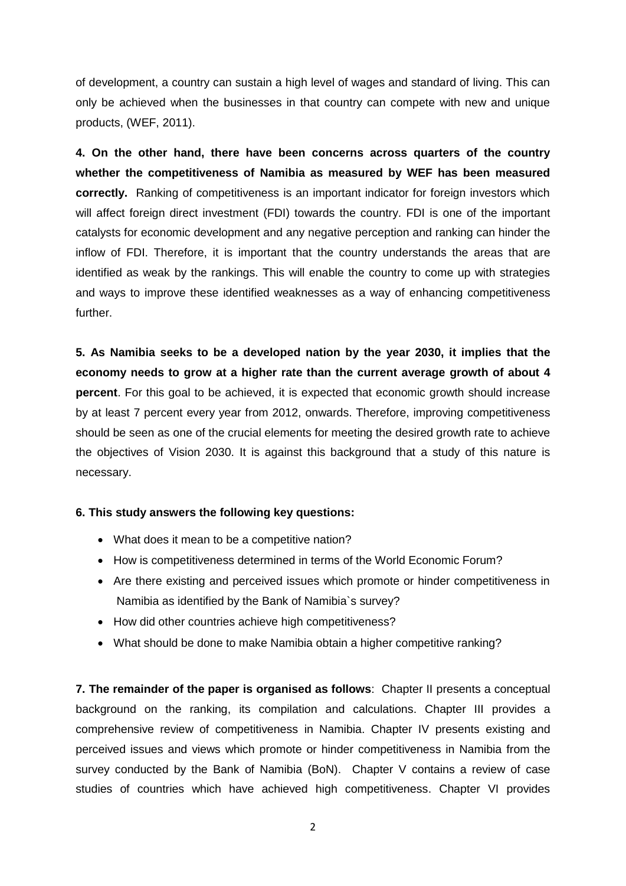of development, a country can sustain a high level of wages and standard of living. This can only be achieved when the businesses in that country can compete with new and unique products, (WEF, 2011).

**4. On the other hand, there have been concerns across quarters of the country whether the competitiveness of Namibia as measured by WEF has been measured correctly.** Ranking of competitiveness is an important indicator for foreign investors which will affect foreign direct investment (FDI) towards the country. FDI is one of the important catalysts for economic development and any negative perception and ranking can hinder the inflow of FDI. Therefore, it is important that the country understands the areas that are identified as weak by the rankings. This will enable the country to come up with strategies and ways to improve these identified weaknesses as a way of enhancing competitiveness further.

**5. As Namibia seeks to be a developed nation by the year 2030, it implies that the economy needs to grow at a higher rate than the current average growth of about 4 percent**. For this goal to be achieved, it is expected that economic growth should increase by at least 7 percent every year from 2012, onwards. Therefore, improving competitiveness should be seen as one of the crucial elements for meeting the desired growth rate to achieve the objectives of Vision 2030. It is against this background that a study of this nature is necessary.

**6. This study answers the following key questions:**

- What does it mean to be a competitive nation?
- How is competitiveness determined in terms of the World Economic Forum?
- Are there existing and perceived issues which promote or hinder competitiveness in Namibia as identified by the Bank of Namibia`s survey?
- How did other countries achieve high competitiveness?
- What should be done to make Namibia obtain a higher competitive ranking?

**7. The remainder of the paper is organised as follows**: Chapter II presents a conceptual background on the ranking, its compilation and calculations. Chapter III provides a comprehensive review of competitiveness in Namibia. Chapter IV presents existing and perceived issues and views which promote or hinder competitiveness in Namibia from the survey conducted by the Bank of Namibia (BoN). Chapter V contains a review of case studies of countries which have achieved high competitiveness. Chapter VI provides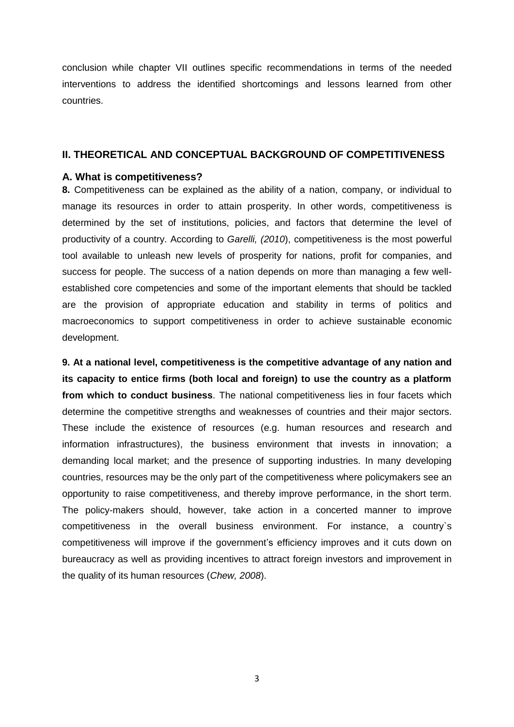conclusion while chapter VII outlines specific recommendations in terms of the needed interventions to address the identified shortcomings and lessons learned from other countries.

## II. THEORETICAL AND CONCEPTUAL BACKGROUND OF COMPETITIVENESS

### A. What is competitiveness?

**8.** Competitiveness can be explained as the ability of a nation, company, or individual to manage its resources in order to attain prosperity. In other words, competitiveness is determined by the set of institutions, policies, and factors that determine the level of productivity of a country. According to *Garelli, (2010*), competitiveness is the most powerful tool available to unleash new levels of prosperity for nations, profit for companies, and success for people. The success of a nation depends on more than managing a few well-established core competencies and some of the important elements that should be tackled are the provision of appropriate education and stability in terms of politics and macroeconomics to support competitiveness in order to achieve sustainable economic development.

**9. At a national level, competitiveness is the competitive advantage of any nation and its capacity to entice firms (both local and foreign) to use the country as a platform from which to conduct business**. The national competitiveness lies in four facets which determine the competitive strengths and weaknesses of countries and their major sectors. These include the existence of resources (e.g. human resources and research and information infrastructures), the business environment that invests in innovation; a demanding local market; and the presence of supporting industries. In many developing countries, resources may be the only part of the competitiveness where policymakers see an opportunity to raise competitiveness, and thereby improve performance, in the short term. The policy-makers should, however, take action in a concerted manner to improve competitiveness in the overall business environment. For instance, a country`s competitiveness will improve if the government's efficiency improves and it cuts down on bureaucracy as well as providing incentives to attract foreign investors and improvement in the quality of its human resources (*Chew, 2008*).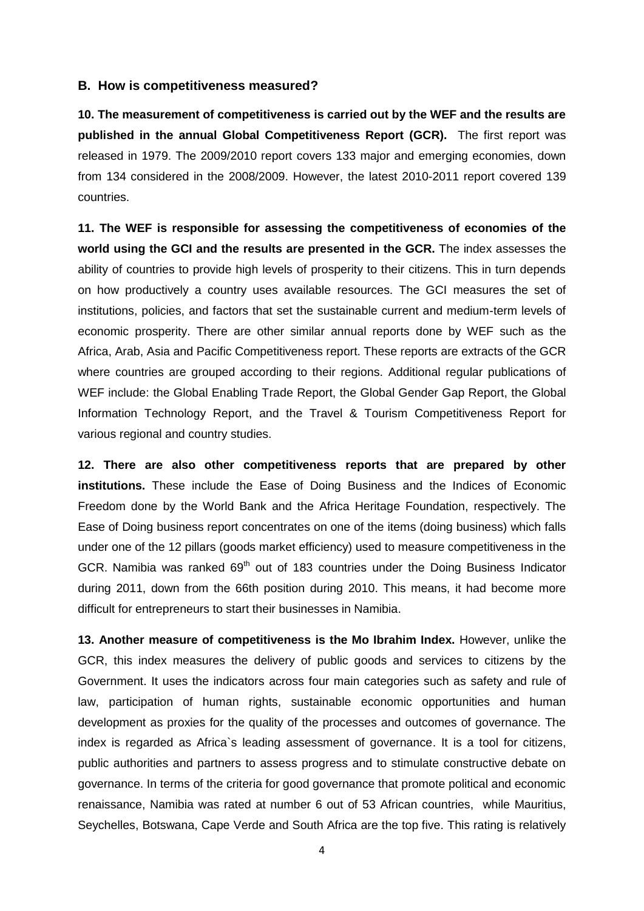### B. How is competitiveness measured?

**10. The measurement of competitiveness is carried out by the WEF and the results are published in the annual Global Competitiveness Report (GCR).** The first report was released in 1979. The 2009/2010 report covers 133 major and emerging economies, down from 134 considered in the 2008/2009. However, the latest 2010-2011 report covered 139 countries.

**11. The WEF is responsible for assessing the competitiveness of economies of the world using the GCI and the results are presented in the GCR.** The index assesses the ability of countries to provide high levels of prosperity to their citizens. This in turn depends on how productively a country uses available resources. The GCI measures the set of institutions, policies, and factors that set the sustainable current and medium-term levels of economic prosperity. There are other similar annual reports done by WEF such as the Africa, Arab, Asia and Pacific Competitiveness report. These reports are extracts of the GCR where countries are grouped according to their regions. Additional regular publications of WEF include: the Global Enabling Trade Report, the Global Gender Gap Report, the Global Information Technology Report, and the Travel & Tourism Competitiveness Report for various regional and country studies.

**12. There are also other competitiveness reports that are prepared by other institutions.** These include the Ease of Doing Business and the Indices of Economic Freedom done by the World Bank and the Africa Heritage Foundation, respectively. The Ease of Doing business report concentrates on one of the items (doing business) which falls under one of the 12 pillars (goods market efficiency) used to measure competitiveness in the GCR. Namibia was ranked 69th out of 183 countries under the Doing Business Indicator during 2011, down from the 66th position during 2010. This means, it had become more difficult for entrepreneurs to start their businesses in Namibia.

**13. Another measure of competitiveness is the Mo Ibrahim Index.** However, unlike the GCR, this index measures the delivery of public goods and services to citizens by the Government. It uses the indicators across four main categories such as safety and rule of law, participation of human rights, sustainable economic opportunities and human development as proxies for the quality of the processes and outcomes of governance. The index is regarded as Africa`s leading assessment of governance. It is a tool for citizens, public authorities and partners to assess progress and to stimulate constructive debate on governance. In terms of the criteria for good governance that promote political and economic renaissance, Namibia was rated at number 6 out of 53 African countries, while Mauritius, Seychelles, Botswana, Cape Verde and South Africa are the top five. This rating is relatively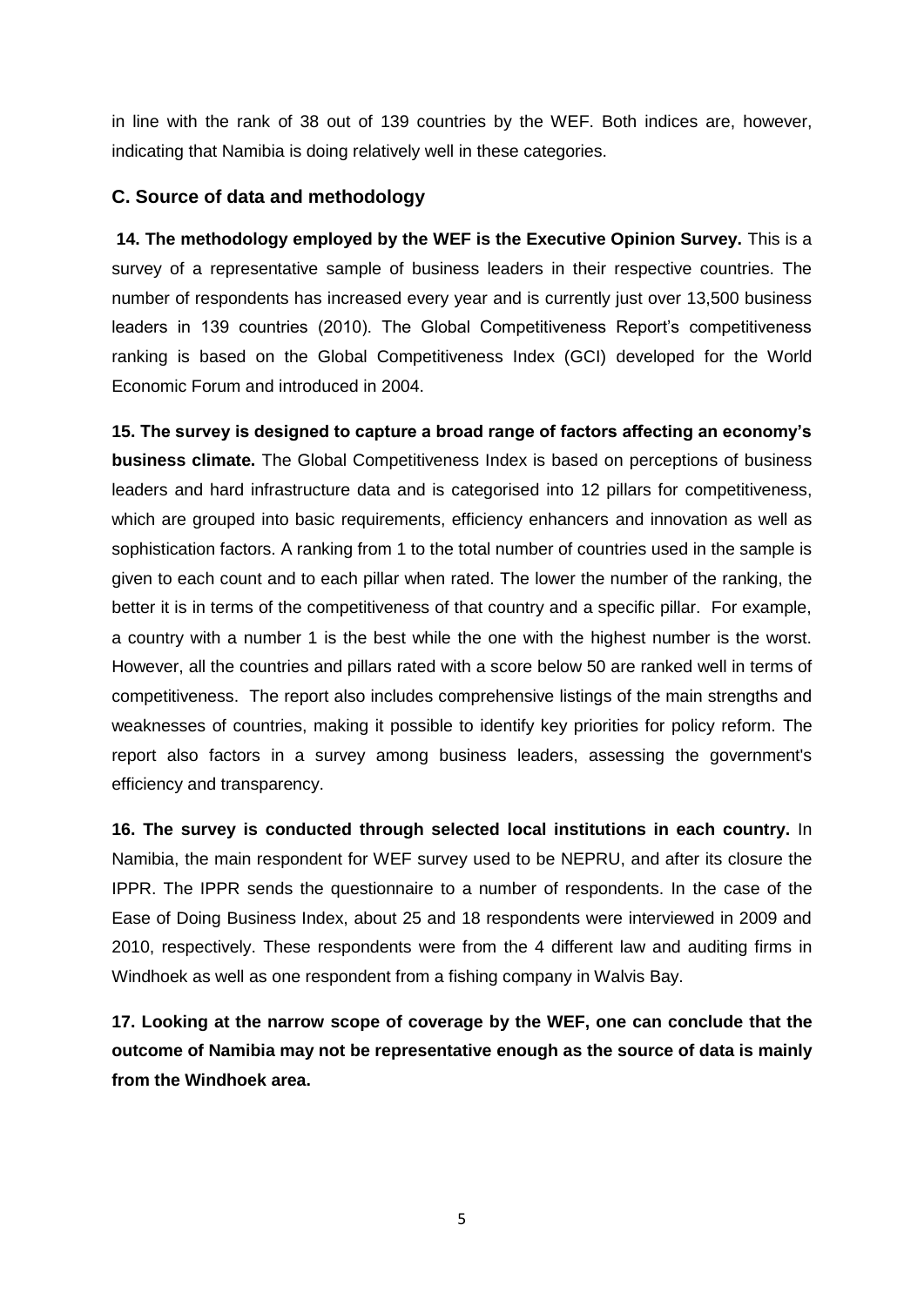in line with the rank of 38 out of 139 countries by the WEF. Both indices are, however, indicating that Namibia is doing relatively well in these categories.

### C. Source of data and methodology

**14. The methodology employed by the WEF is the Executive Opinion Survey.** This is a survey of a representative sample of business leaders in their respective countries. The number of respondents has increased every year and is currently just over 13,500 business leaders in 139 countries (2010). The Global Competitiveness Report's competitiveness ranking is based on the Global Competitiveness Index (GCI) developed for the World Economic Forum and introduced in 2004.

**15. The survey is designed to capture a broad range of factors affecting an economy's business climate.** The Global Competitiveness Index is based on perceptions of business leaders and hard infrastructure data and is categorised into 12 pillars for competitiveness, which are grouped into basic requirements, efficiency enhancers and innovation as well as sophistication factors. A ranking from 1 to the total number of countries used in the sample is given to each count and to each pillar when rated. The lower the number of the ranking, the better it is in terms of the competitiveness of that country and a specific pillar. For example, a country with a number 1 is the best while the one with the highest number is the worst. However, all the countries and pillars rated with a score below 50 are ranked well in terms of competitiveness. The report also includes comprehensive listings of the main strengths and weaknesses of countries, making it possible to identify key priorities for policy reform. The report also factors in a survey among business leaders, assessing the government's efficiency and transparency.

**16. The survey is conducted through selected local institutions in each country.** In Namibia, the main respondent for WEF survey used to be NEPRU, and after its closure the IPPR. The IPPR sends the questionnaire to a number of respondents. In the case of the Ease of Doing Business Index, about 25 and 18 respondents were interviewed in 2009 and 2010, respectively. These respondents were from the 4 different law and auditing firms in Windhoek as well as one respondent from a fishing company in Walvis Bay.

**17. Looking at the narrow scope of coverage by the WEF, one can conclude that the outcome of Namibia may not be representative enough as the source of data is mainly from the Windhoek area.**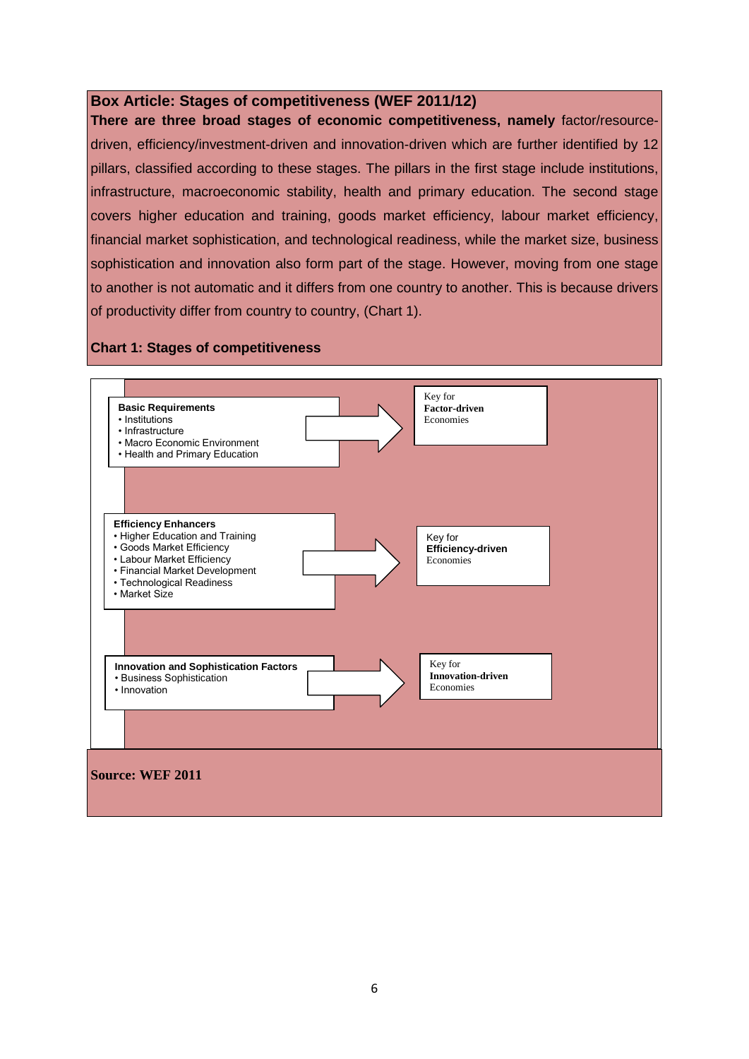**Box Article: Stages of competitiveness (WEF 2011/12)**

**There are three broad stages of economic competitiveness, namely** factor/resource-driven, efficiency/investment-driven and innovation-driven which are further identified by 12 pillars, classified according to these stages. The pillars in the first stage include institutions, infrastructure, macroeconomic stability, health and primary education. The second stage covers higher education and training, goods market efficiency, labour market efficiency, financial market sophistication, and technological readiness, while the market size, business sophistication and innovation also form part of the stage. However, moving from one stage to another is not automatic and it differs from one country to another. This is because drivers of productivity differ from country to country, (Chart 1).

**Chart 1: Stages of competitiveness**

**Basic Requirements**
- Institutions
- Infrastructure
- Macro Economic Environment
- Health and Primary Education

→ Key for **Factor-driven** Economies

**Efficiency Enhancers**
- Higher Education and Training
- Goods Market Efficiency
- Labour Market Efficiency
- Financial Market Development
- Technological Readiness
- Market Size

→ Key for **Efficiency-driven** Economies

**Innovation and Sophistication Factors**
- Business Sophistication
- Innovation

→ Key for **Innovation-driven** Economies

**Source: WEF 2011**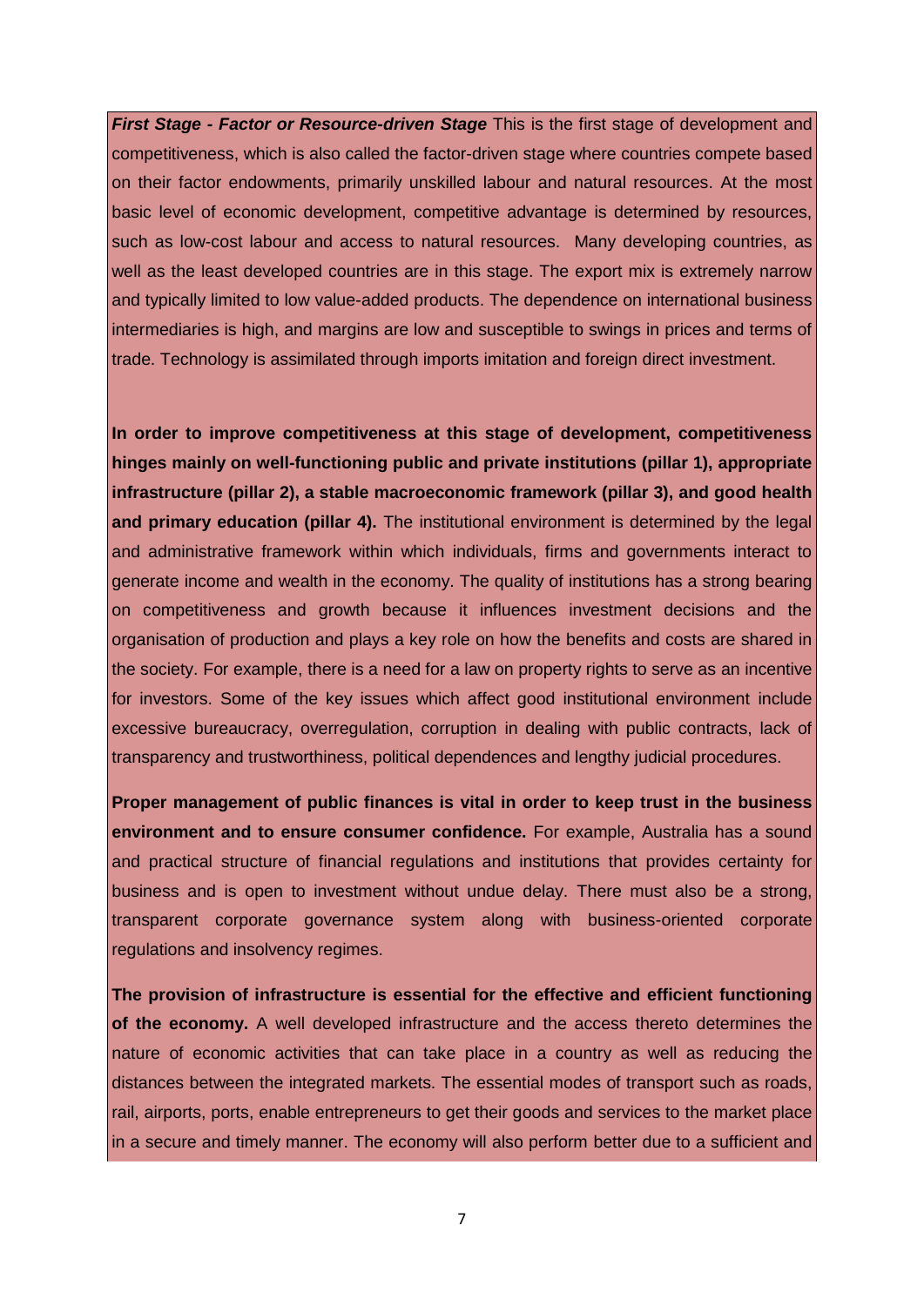***First Stage - Factor or Resource-driven Stage*** This is the first stage of development and competitiveness, which is also called the factor-driven stage where countries compete based on their factor endowments, primarily unskilled labour and natural resources. At the most basic level of economic development, competitive advantage is determined by resources, such as low-cost labour and access to natural resources. Many developing countries, as well as the least developed countries are in this stage. The export mix is extremely narrow and typically limited to low value-added products. The dependence on international business intermediaries is high, and margins are low and susceptible to swings in prices and terms of trade. Technology is assimilated through imports imitation and foreign direct investment.

**In order to improve competitiveness at this stage of development, competitiveness hinges mainly on well-functioning public and private institutions (pillar 1), appropriate infrastructure (pillar 2), a stable macroeconomic framework (pillar 3), and good health and primary education (pillar 4).** The institutional environment is determined by the legal and administrative framework within which individuals, firms and governments interact to generate income and wealth in the economy. The quality of institutions has a strong bearing on competitiveness and growth because it influences investment decisions and the organisation of production and plays a key role on how the benefits and costs are shared in the society. For example, there is a need for a law on property rights to serve as an incentive for investors. Some of the key issues which affect good institutional environment include excessive bureaucracy, overregulation, corruption in dealing with public contracts, lack of transparency and trustworthiness, political dependences and lengthy judicial procedures.

**Proper management of public finances is vital in order to keep trust in the business environment and to ensure consumer confidence.** For example, Australia has a sound and practical structure of financial regulations and institutions that provides certainty for business and is open to investment without undue delay. There must also be a strong, transparent corporate governance system along with business-oriented corporate regulations and insolvency regimes.

**The provision of infrastructure is essential for the effective and efficient functioning of the economy.** A well developed infrastructure and the access thereto determines the nature of economic activities that can take place in a country as well as reducing the distances between the integrated markets. The essential modes of transport such as roads, rail, airports, ports, enable entrepreneurs to get their goods and services to the market place in a secure and timely manner. The economy will also perform better due to a sufficient and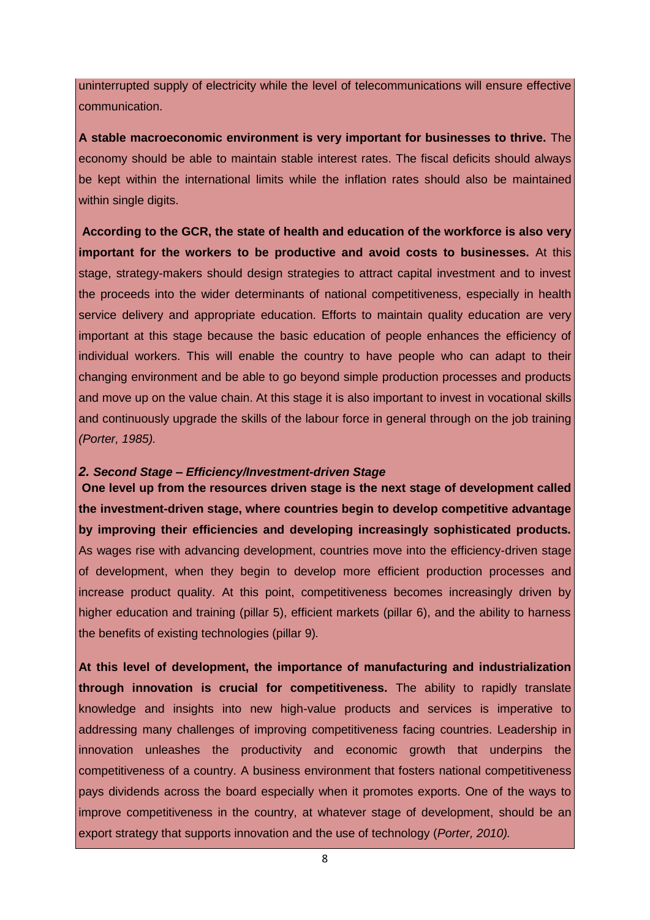uninterrupted supply of electricity while the level of telecommunications will ensure effective communication.

**A stable macroeconomic environment is very important for businesses to thrive.** The economy should be able to maintain stable interest rates. The fiscal deficits should always be kept within the international limits while the inflation rates should also be maintained within single digits.

**According to the GCR, the state of health and education of the workforce is also very important for the workers to be productive and avoid costs to businesses.** At this stage, strategy-makers should design strategies to attract capital investment and to invest the proceeds into the wider determinants of national competitiveness, especially in health service delivery and appropriate education. Efforts to maintain quality education are very important at this stage because the basic education of people enhances the efficiency of individual workers. This will enable the country to have people who can adapt to their changing environment and be able to go beyond simple production processes and products and move up on the value chain. At this stage it is also important to invest in vocational skills and continuously upgrade the skills of the labour force in general through on the job training *(Porter, 1985).*

### *2. Second Stage – Efficiency/Investment-driven Stage*

**One level up from the resources driven stage is the next stage of development called the investment-driven stage, where countries begin to develop competitive advantage by improving their efficiencies and developing increasingly sophisticated products.** As wages rise with advancing development, countries move into the efficiency-driven stage of development, when they begin to develop more efficient production processes and increase product quality. At this point, competitiveness becomes increasingly driven by higher education and training (pillar 5), efficient markets (pillar 6), and the ability to harness the benefits of existing technologies (pillar 9).

**At this level of development, the importance of manufacturing and industrialization through innovation is crucial for competitiveness.** The ability to rapidly translate knowledge and insights into new high-value products and services is imperative to addressing many challenges of improving competitiveness facing countries. Leadership in innovation unleashes the productivity and economic growth that underpins the competitiveness of a country. A business environment that fosters national competitiveness pays dividends across the board especially when it promotes exports. One of the ways to improve competitiveness in the country, at whatever stage of development, should be an export strategy that supports innovation and the use of technology (*Porter, 2010).*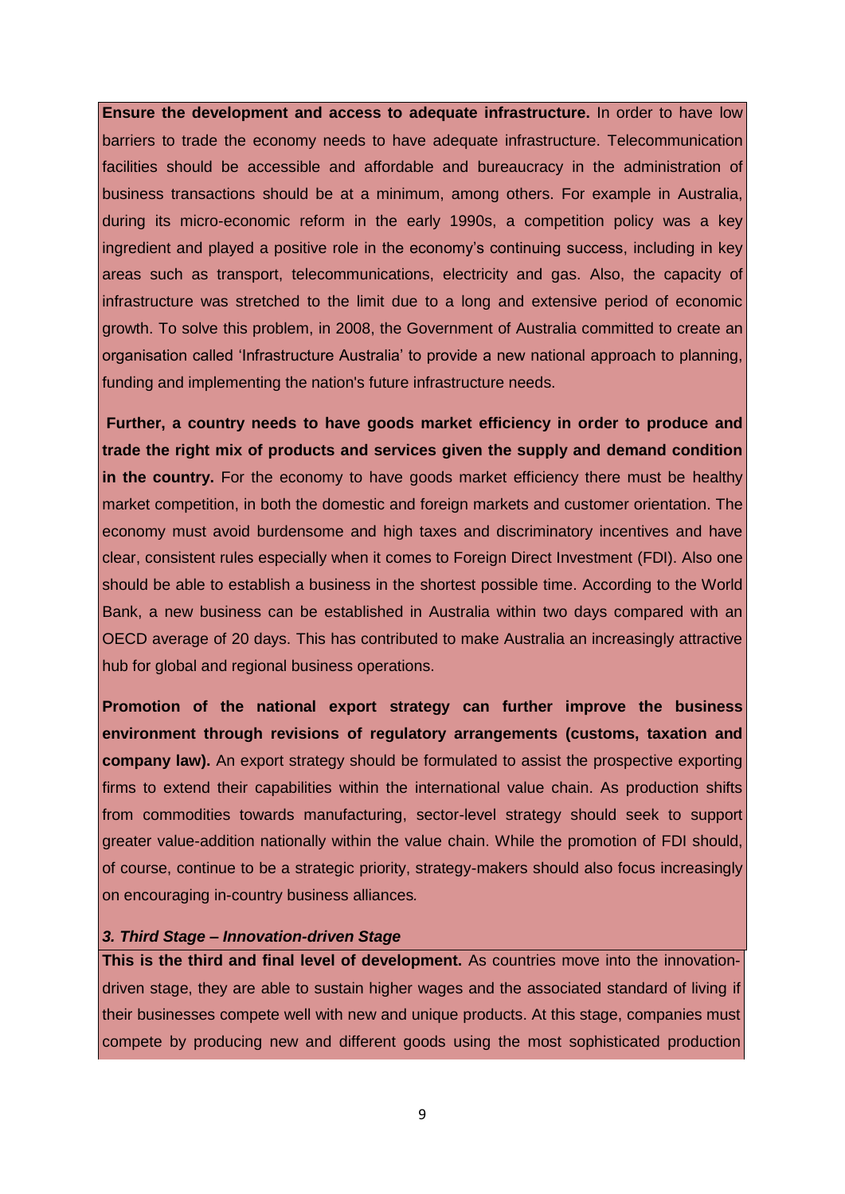**Ensure the development and access to adequate infrastructure.** In order to have low barriers to trade the economy needs to have adequate infrastructure. Telecommunication facilities should be accessible and affordable and bureaucracy in the administration of business transactions should be at a minimum, among others. For example in Australia, during its micro-economic reform in the early 1990s, a competition policy was a key ingredient and played a positive role in the economy's continuing success, including in key areas such as transport, telecommunications, electricity and gas. Also, the capacity of infrastructure was stretched to the limit due to a long and extensive period of economic growth. To solve this problem, in 2008, the Government of Australia committed to create an organisation called 'Infrastructure Australia' to provide a new national approach to planning, funding and implementing the nation's future infrastructure needs.

**Further, a country needs to have goods market efficiency in order to produce and trade the right mix of products and services given the supply and demand condition in the country.** For the economy to have goods market efficiency there must be healthy market competition, in both the domestic and foreign markets and customer orientation. The economy must avoid burdensome and high taxes and discriminatory incentives and have clear, consistent rules especially when it comes to Foreign Direct Investment (FDI). Also one should be able to establish a business in the shortest possible time. According to the World Bank, a new business can be established in Australia within two days compared with an OECD average of 20 days. This has contributed to make Australia an increasingly attractive hub for global and regional business operations.

**Promotion of the national export strategy can further improve the business environment through revisions of regulatory arrangements (customs, taxation and company law).** An export strategy should be formulated to assist the prospective exporting firms to extend their capabilities within the international value chain. As production shifts from commodities towards manufacturing, sector-level strategy should seek to support greater value-addition nationally within the value chain. While the promotion of FDI should, of course, continue to be a strategic priority, strategy-makers should also focus increasingly on encouraging in-country business alliances.

***3. Third Stage – Innovation-driven Stage***

**This is the third and final level of development.** As countries move into the innovation-driven stage, they are able to sustain higher wages and the associated standard of living if their businesses compete well with new and unique products. At this stage, companies must compete by producing new and different goods using the most sophisticated production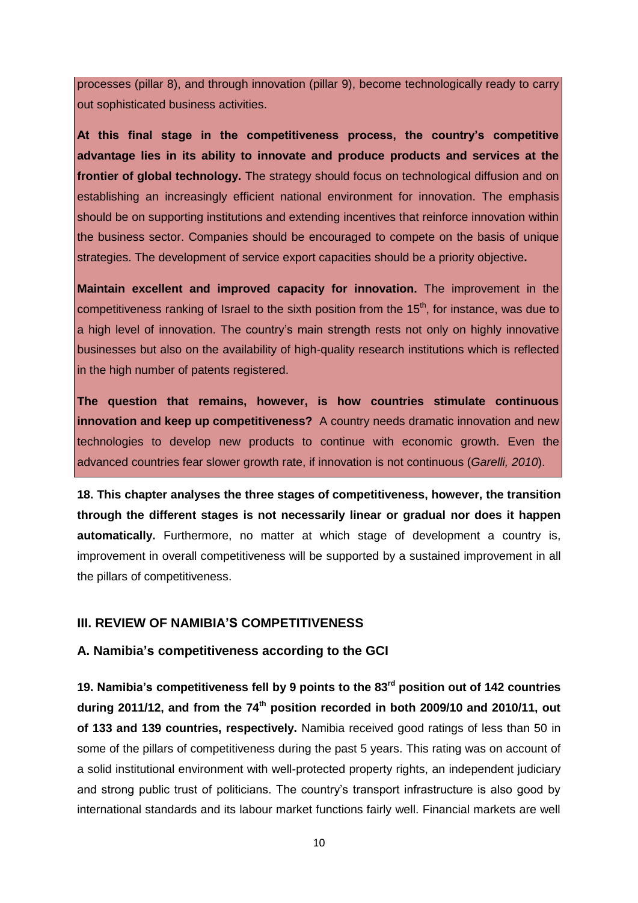processes (pillar 8), and through innovation (pillar 9), become technologically ready to carry out sophisticated business activities.

**At this final stage in the competitiveness process, the country's competitive advantage lies in its ability to innovate and produce products and services at the frontier of global technology.** The strategy should focus on technological diffusion and on establishing an increasingly efficient national environment for innovation. The emphasis should be on supporting institutions and extending incentives that reinforce innovation within the business sector. Companies should be encouraged to compete on the basis of unique strategies. The development of service export capacities should be a priority objective**.**

**Maintain excellent and improved capacity for innovation.** The improvement in the competitiveness ranking of Israel to the sixth position from the 15th, for instance, was due to a high level of innovation. The country's main strength rests not only on highly innovative businesses but also on the availability of high-quality research institutions which is reflected in the high number of patents registered.

**The question that remains, however, is how countries stimulate continuous innovation and keep up competitiveness?** A country needs dramatic innovation and new technologies to develop new products to continue with economic growth. Even the advanced countries fear slower growth rate, if innovation is not continuous (*Garelli, 2010*).

**18. This chapter analyses the three stages of competitiveness, however, the transition through the different stages is not necessarily linear or gradual nor does it happen automatically.** Furthermore, no matter at which stage of development a country is, improvement in overall competitiveness will be supported by a sustained improvement in all the pillars of competitiveness.

## III. REVIEW OF NAMIBIA'S COMPETITIVENESS

### A. Namibia's competitiveness according to the GCI

**19. Namibia's competitiveness fell by 9 points to the 83rd position out of 142 countries during 2011/12, and from the 74th position recorded in both 2009/10 and 2010/11, out of 133 and 139 countries, respectively.** Namibia received good ratings of less than 50 in some of the pillars of competitiveness during the past 5 years. This rating was on account of a solid institutional environment with well-protected property rights, an independent judiciary and strong public trust of politicians. The country's transport infrastructure is also good by international standards and its labour market functions fairly well. Financial markets are well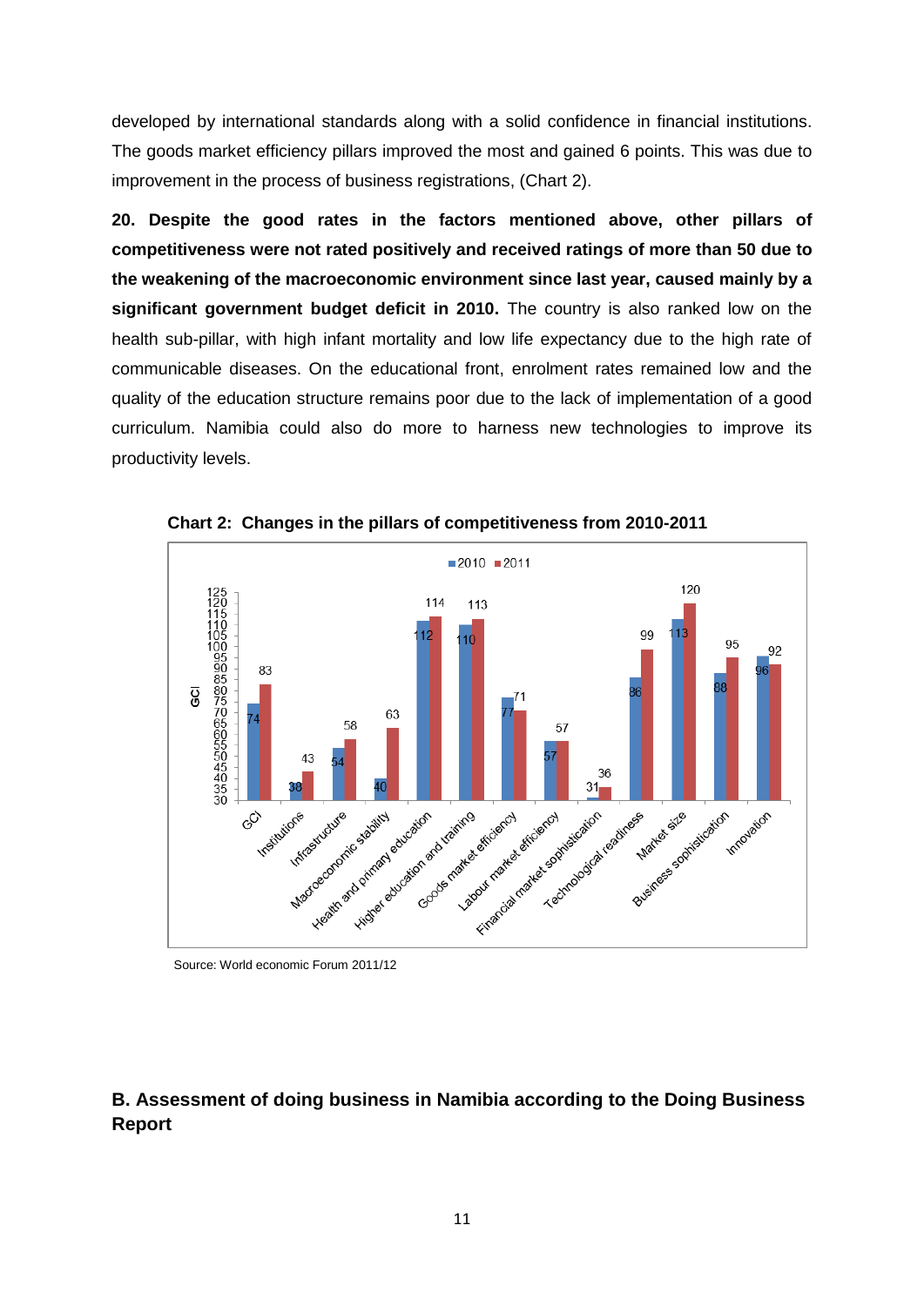developed by international standards along with a solid confidence in financial institutions. The goods market efficiency pillars improved the most and gained 6 points. This was due to improvement in the process of business registrations, (Chart 2).

**20. Despite the good rates in the factors mentioned above, other pillars of competitiveness were not rated positively and received ratings of more than 50 due to the weakening of the macroeconomic environment since last year, caused mainly by a significant government budget deficit in 2010.** The country is also ranked low on the health sub-pillar, with high infant mortality and low life expectancy due to the high rate of communicable diseases. On the educational front, enrolment rates remained low and the quality of the education structure remains poor due to the lack of implementation of a good curriculum. Namibia could also do more to harness new technologies to improve its productivity levels.

**Chart 2: Changes in the pillars of competitiveness from 2010-2011**

| GCI | 2010 | 2011 |
|---|---|---|
| GCI | 74 | 83 |
| Institutions | 38 | 43 |
| Infrastructure | 54 | 58 |
| Macroeconomic stability | 40 | 63 |
| Health and primary education | 112 | 114 |
| Higher education and training | 110 | 113 |
| Goods market efficiency | 77 | 71 |
| Labour market efficiency | 57 | 57 |
| Financial market sophistication | 31 | 36 |
| Technological readiness | 86 | 99 |
| Market size | 113 | 120 |
| Business sophistication | 88 | 95 |
| Innovation | 96 | 92 |

Source: World economic Forum 2011/12

## B. Assessment of doing business in Namibia according to the Doing Business Report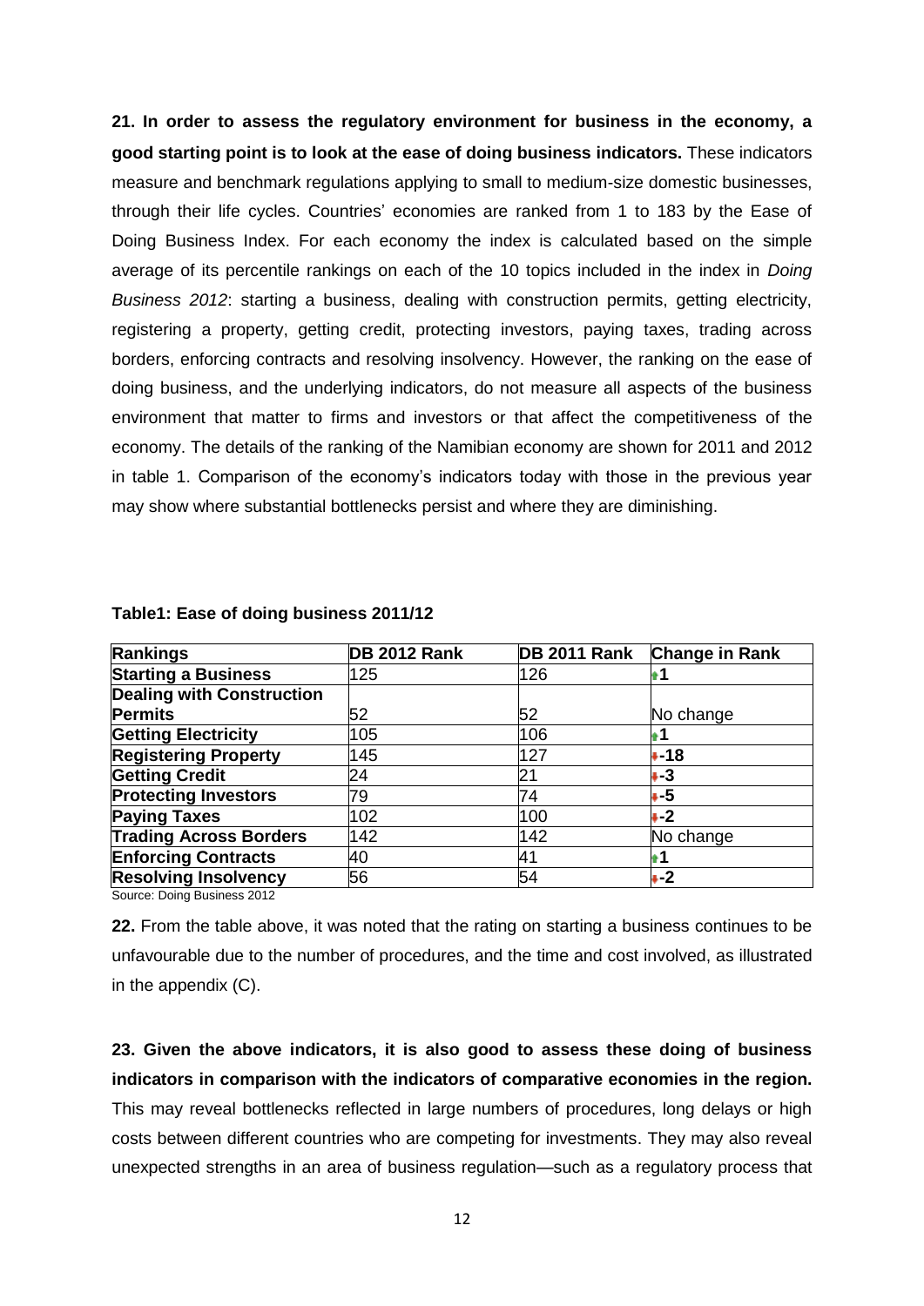**21. In order to assess the regulatory environment for business in the economy, a good starting point is to look at the ease of doing business indicators.** These indicators measure and benchmark regulations applying to small to medium-size domestic businesses, through their life cycles. Countries' economies are ranked from 1 to 183 by the Ease of Doing Business Index. For each economy the index is calculated based on the simple average of its percentile rankings on each of the 10 topics included in the index in *Doing Business 2012*: starting a business, dealing with construction permits, getting electricity, registering a property, getting credit, protecting investors, paying taxes, trading across borders, enforcing contracts and resolving insolvency. However, the ranking on the ease of doing business, and the underlying indicators, do not measure all aspects of the business environment that matter to firms and investors or that affect the competitiveness of the economy. The details of the ranking of the Namibian economy are shown for 2011 and 2012 in table 1. Comparison of the economy's indicators today with those in the previous year may show where substantial bottlenecks persist and where they are diminishing.

**Table1: Ease of doing business 2011/12**

| **Rankings** | **DB 2012 Rank** | **DB 2011 Rank** | **Change in Rank** |
|---|---|---|---|
| **Starting a Business** | 125 | 126 | **1** |
| **Dealing with Construction Permits** | 52 | 52 | No change |
| **Getting Electricity** | 105 | 106 | **1** |
| **Registering Property** | 145 | 127 | **-18** |
| **Getting Credit** | 24 | 21 | **-3** |
| **Protecting Investors** | 79 | 74 | **-5** |
| **Paying Taxes** | 102 | 100 | **-2** |
| **Trading Across Borders** | 142 | 142 | No change |
| **Enforcing Contracts** | 40 | 41 | **1** |
| **Resolving Insolvency** | 56 | 54 | **-2** |

Source: Doing Business 2012

**22.** From the table above, it was noted that the rating on starting a business continues to be unfavourable due to the number of procedures, and the time and cost involved, as illustrated in the appendix (C).

**23. Given the above indicators, it is also good to assess these doing of business indicators in comparison with the indicators of comparative economies in the region.** This may reveal bottlenecks reflected in large numbers of procedures, long delays or high costs between different countries who are competing for investments. They may also reveal unexpected strengths in an area of business regulation—such as a regulatory process that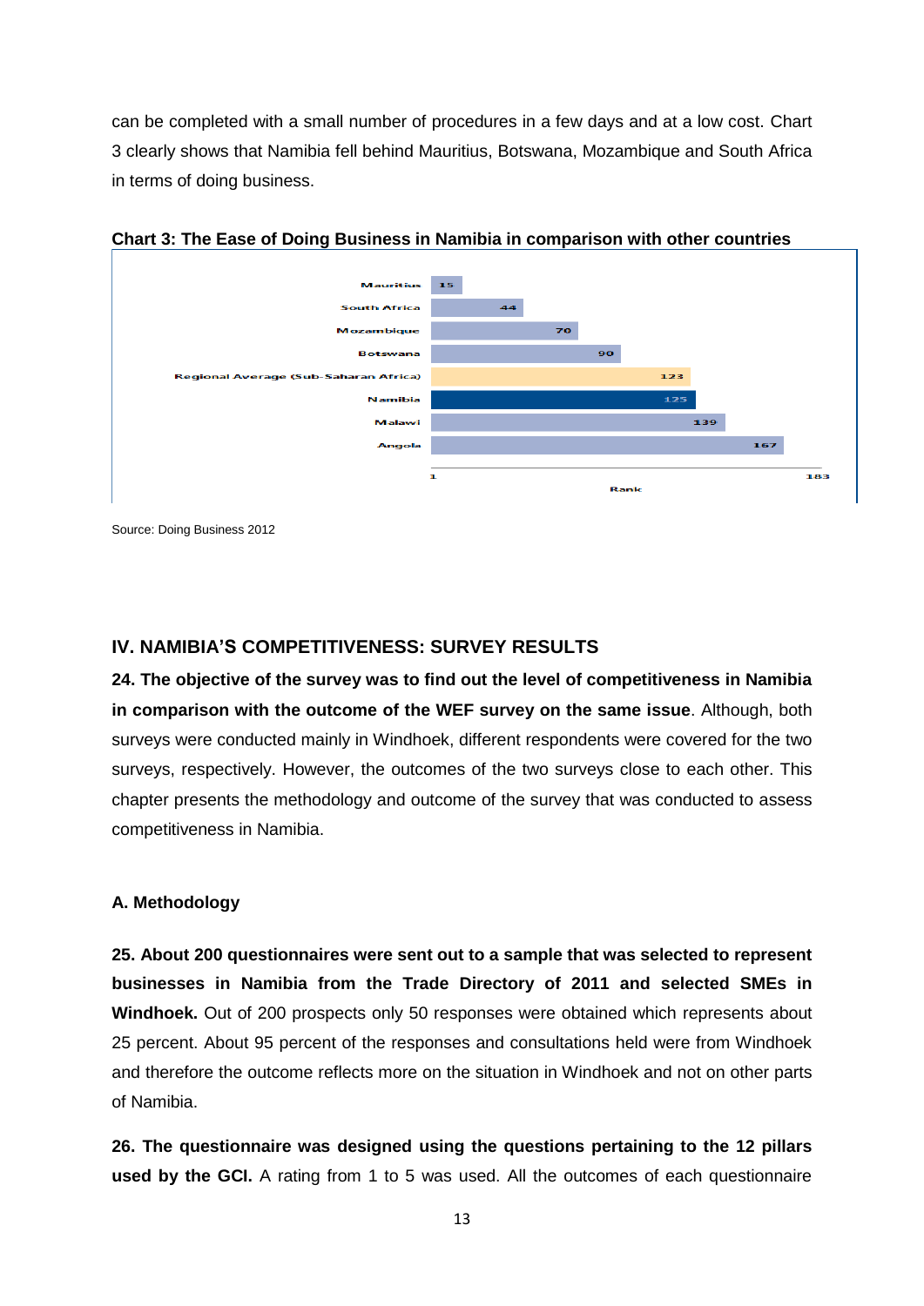can be completed with a small number of procedures in a few days and at a low cost. Chart 3 clearly shows that Namibia fell behind Mauritius, Botswana, Mozambique and South Africa in terms of doing business.

**Chart 3: The Ease of Doing Business in Namibia in comparison with other countries**

| Country | Rank |
|---|---|
| Mauritius | 15 |
| South Africa | 44 |
| Mozambique | 70 |
| Botswana | 90 |
| Regional Average (Sub-Saharan Africa) | 123 |
| Namibia | 125 |
| Malawi | 139 |
| Angola | 167 |

Rank (1 – 183)

Source: Doing Business 2012

## IV. NAMIBIA'S COMPETITIVENESS: SURVEY RESULTS

**24. The objective of the survey was to find out the level of competitiveness in Namibia in comparison with the outcome of the WEF survey on the same issue**. Although, both surveys were conducted mainly in Windhoek, different respondents were covered for the two surveys, respectively. However, the outcomes of the two surveys close to each other. This chapter presents the methodology and outcome of the survey that was conducted to assess competitiveness in Namibia.

### A. Methodology

**25. About 200 questionnaires were sent out to a sample that was selected to represent businesses in Namibia from the Trade Directory of 2011 and selected SMEs in Windhoek.** Out of 200 prospects only 50 responses were obtained which represents about 25 percent. About 95 percent of the responses and consultations held were from Windhoek and therefore the outcome reflects more on the situation in Windhoek and not on other parts of Namibia.

**26. The questionnaire was designed using the questions pertaining to the 12 pillars used by the GCI.** A rating from 1 to 5 was used. All the outcomes of each questionnaire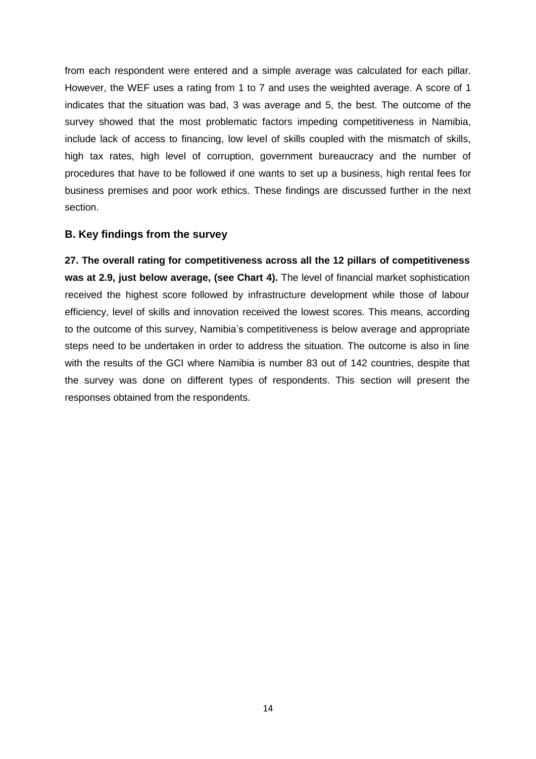from each respondent were entered and a simple average was calculated for each pillar. However, the WEF uses a rating from 1 to 7 and uses the weighted average. A score of 1 indicates that the situation was bad, 3 was average and 5, the best. The outcome of the survey showed that the most problematic factors impeding competitiveness in Namibia, include lack of access to financing, low level of skills coupled with the mismatch of skills, high tax rates, high level of corruption, government bureaucracy and the number of procedures that have to be followed if one wants to set up a business, high rental fees for business premises and poor work ethics. These findings are discussed further in the next section.

### B. Key findings from the survey

**27. The overall rating for competitiveness across all the 12 pillars of competitiveness was at 2.9, just below average, (see Chart 4).** The level of financial market sophistication received the highest score followed by infrastructure development while those of labour efficiency, level of skills and innovation received the lowest scores. This means, according to the outcome of this survey, Namibia's competitiveness is below average and appropriate steps need to be undertaken in order to address the situation. The outcome is also in line with the results of the GCI where Namibia is number 83 out of 142 countries, despite that the survey was done on different types of respondents. This section will present the responses obtained from the respondents.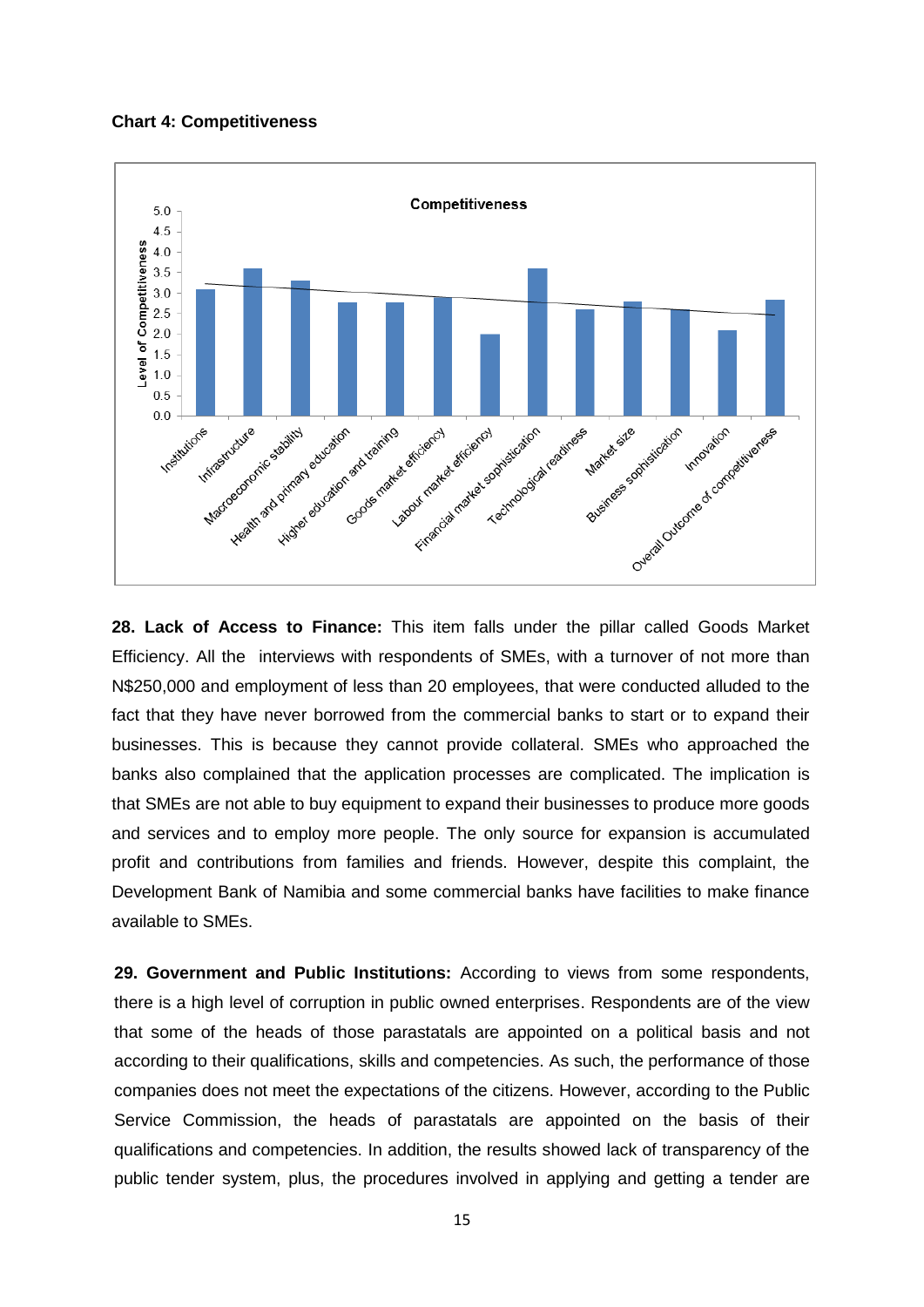**Chart 4: Competitiveness**

**28. Lack of Access to Finance:** This item falls under the pillar called Goods Market Efficiency. All the interviews with respondents of SMEs, with a turnover of not more than N$250,000 and employment of less than 20 employees, that were conducted alluded to the fact that they have never borrowed from the commercial banks to start or to expand their businesses. This is because they cannot provide collateral. SMEs who approached the banks also complained that the application processes are complicated. The implication is that SMEs are not able to buy equipment to expand their businesses to produce more goods and services and to employ more people. The only source for expansion is accumulated profit and contributions from families and friends. However, despite this complaint, the Development Bank of Namibia and some commercial banks have facilities to make finance available to SMEs.

**29. Government and Public Institutions:** According to views from some respondents, there is a high level of corruption in public owned enterprises. Respondents are of the view that some of the heads of those parastatals are appointed on a political basis and not according to their qualifications, skills and competencies. As such, the performance of those companies does not meet the expectations of the citizens. However, according to the Public Service Commission, the heads of parastatals are appointed on the basis of their qualifications and competencies. In addition, the results showed lack of transparency of the public tender system, plus, the procedures involved in applying and getting a tender are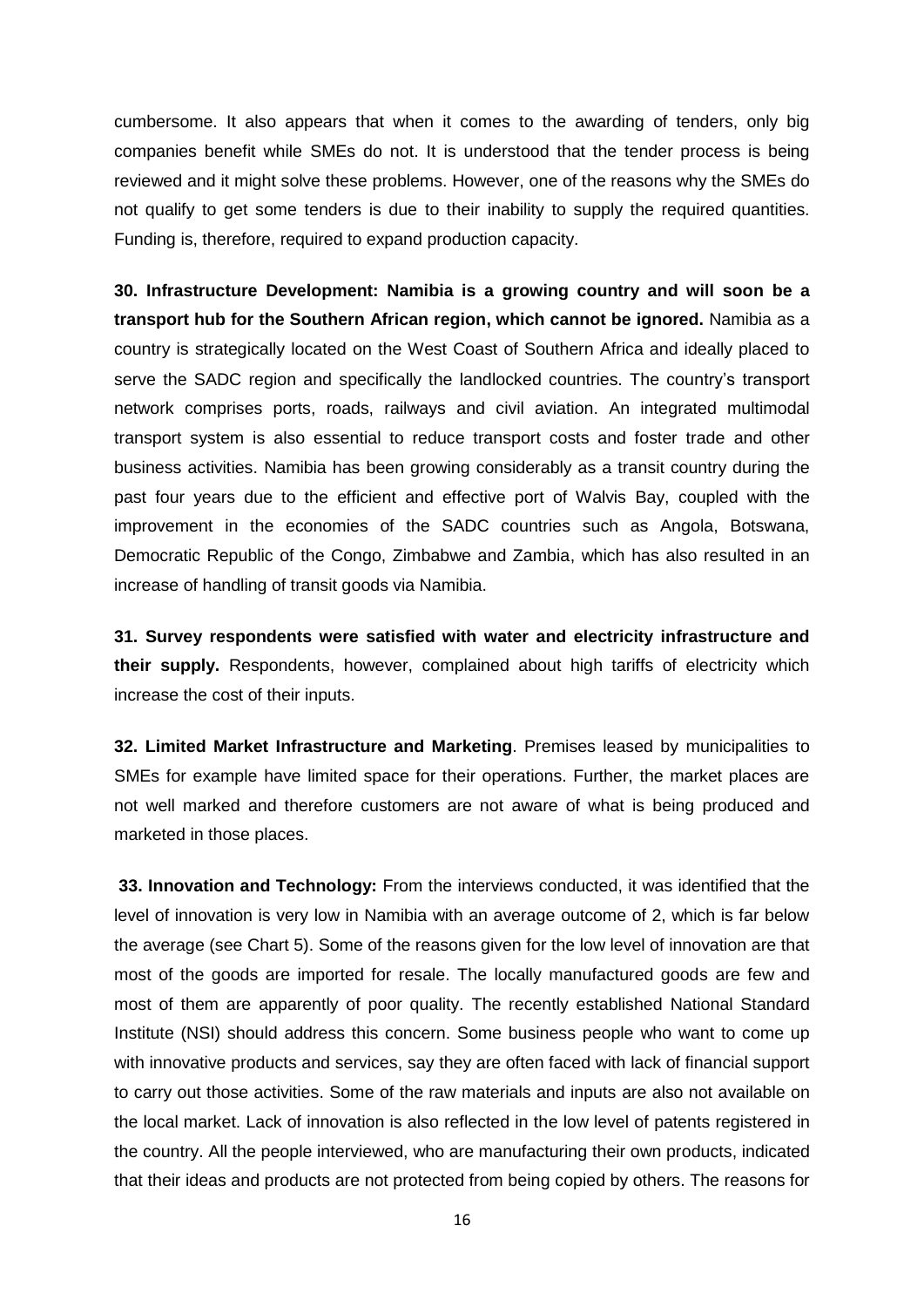cumbersome. It also appears that when it comes to the awarding of tenders, only big companies benefit while SMEs do not. It is understood that the tender process is being reviewed and it might solve these problems. However, one of the reasons why the SMEs do not qualify to get some tenders is due to their inability to supply the required quantities. Funding is, therefore, required to expand production capacity.

**30. Infrastructure Development: Namibia is a growing country and will soon be a transport hub for the Southern African region, which cannot be ignored.** Namibia as a country is strategically located on the West Coast of Southern Africa and ideally placed to serve the SADC region and specifically the landlocked countries. The country's transport network comprises ports, roads, railways and civil aviation. An integrated multimodal transport system is also essential to reduce transport costs and foster trade and other business activities. Namibia has been growing considerably as a transit country during the past four years due to the efficient and effective port of Walvis Bay, coupled with the improvement in the economies of the SADC countries such as Angola, Botswana, Democratic Republic of the Congo, Zimbabwe and Zambia, which has also resulted in an increase of handling of transit goods via Namibia.

**31. Survey respondents were satisfied with water and electricity infrastructure and their supply.** Respondents, however, complained about high tariffs of electricity which increase the cost of their inputs.

**32. Limited Market Infrastructure and Marketing**. Premises leased by municipalities to SMEs for example have limited space for their operations. Further, the market places are not well marked and therefore customers are not aware of what is being produced and marketed in those places.

**33. Innovation and Technology:** From the interviews conducted, it was identified that the level of innovation is very low in Namibia with an average outcome of 2, which is far below the average (see Chart 5). Some of the reasons given for the low level of innovation are that most of the goods are imported for resale. The locally manufactured goods are few and most of them are apparently of poor quality. The recently established National Standard Institute (NSI) should address this concern. Some business people who want to come up with innovative products and services, say they are often faced with lack of financial support to carry out those activities. Some of the raw materials and inputs are also not available on the local market. Lack of innovation is also reflected in the low level of patents registered in the country. All the people interviewed, who are manufacturing their own products, indicated that their ideas and products are not protected from being copied by others. The reasons for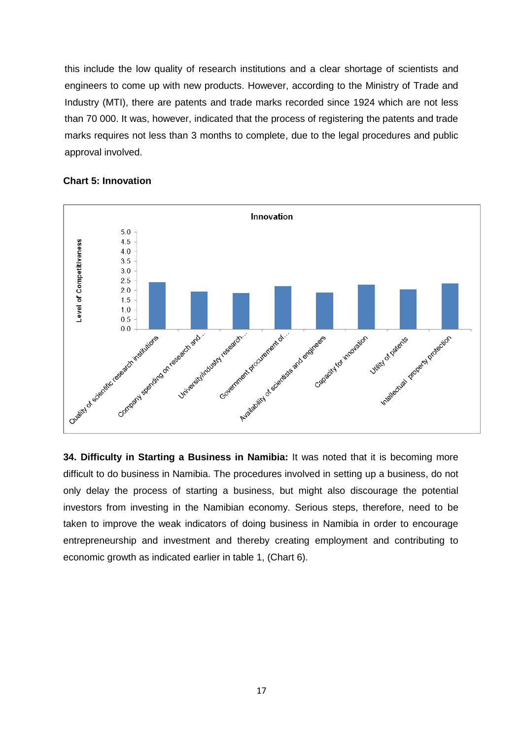this include the low quality of research institutions and a clear shortage of scientists and engineers to come up with new products. However, according to the Ministry of Trade and Industry (MTI), there are patents and trade marks recorded since 1924 which are not less than 70 000. It was, however, indicated that the process of registering the patents and trade marks requires not less than 3 months to complete, due to the legal procedures and public approval involved.

**Chart 5: Innovation**

**34. Difficulty in Starting a Business in Namibia:** It was noted that it is becoming more difficult to do business in Namibia. The procedures involved in setting up a business, do not only delay the process of starting a business, but might also discourage the potential investors from investing in the Namibian economy. Serious steps, therefore, need to be taken to improve the weak indicators of doing business in Namibia in order to encourage entrepreneurship and investment and thereby creating employment and contributing to economic growth as indicated earlier in table 1, (Chart 6).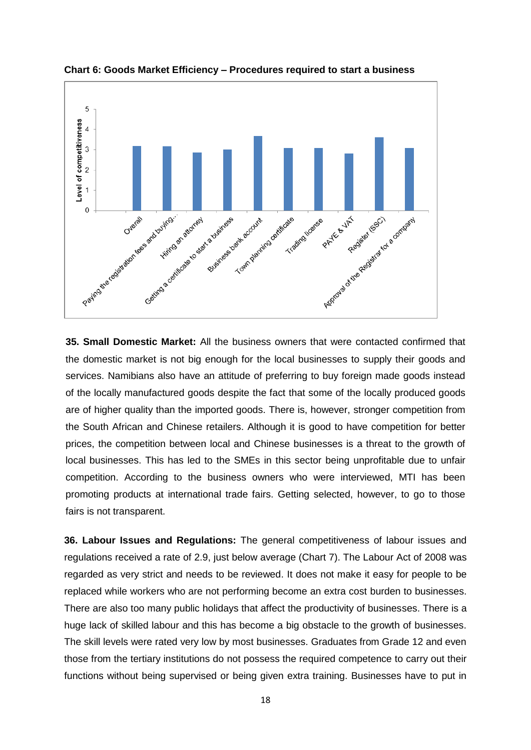**Chart 6: Goods Market Efficiency – Procedures required to start a business**

**35. Small Domestic Market:** All the business owners that were contacted confirmed that the domestic market is not big enough for the local businesses to supply their goods and services. Namibians also have an attitude of preferring to buy foreign made goods instead of the locally manufactured goods despite the fact that some of the locally produced goods are of higher quality than the imported goods. There is, however, stronger competition from the South African and Chinese retailers. Although it is good to have competition for better prices, the competition between local and Chinese businesses is a threat to the growth of local businesses. This has led to the SMEs in this sector being unprofitable due to unfair competition. According to the business owners who were interviewed, MTI has been promoting products at international trade fairs. Getting selected, however, to go to those fairs is not transparent.

**36. Labour Issues and Regulations:** The general competitiveness of labour issues and regulations received a rate of 2.9, just below average (Chart 7). The Labour Act of 2008 was regarded as very strict and needs to be reviewed. It does not make it easy for people to be replaced while workers who are not performing become an extra cost burden to businesses. There are also too many public holidays that affect the productivity of businesses. There is a huge lack of skilled labour and this has become a big obstacle to the growth of businesses. The skill levels were rated very low by most businesses. Graduates from Grade 12 and even those from the tertiary institutions do not possess the required competence to carry out their functions without being supervised or being given extra training. Businesses have to put in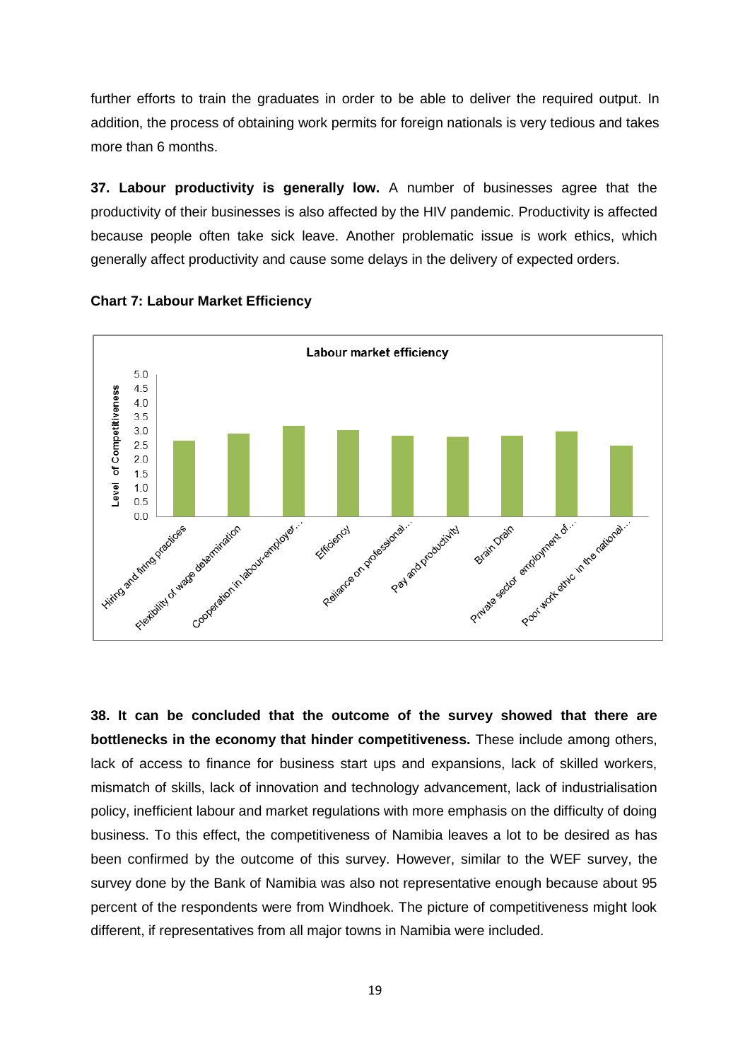further efforts to train the graduates in order to be able to deliver the required output. In addition, the process of obtaining work permits for foreign nationals is very tedious and takes more than 6 months.

**37. Labour productivity is generally low.** A number of businesses agree that the productivity of their businesses is also affected by the HIV pandemic. Productivity is affected because people often take sick leave. Another problematic issue is work ethics, which generally affect productivity and cause some delays in the delivery of expected orders.

**Chart 7: Labour Market Efficiency**

**38. It can be concluded that the outcome of the survey showed that there are bottlenecks in the economy that hinder competitiveness.** These include among others, lack of access to finance for business start ups and expansions, lack of skilled workers, mismatch of skills, lack of innovation and technology advancement, lack of industrialisation policy, inefficient labour and market regulations with more emphasis on the difficulty of doing business. To this effect, the competitiveness of Namibia leaves a lot to be desired as has been confirmed by the outcome of this survey. However, similar to the WEF survey, the survey done by the Bank of Namibia was also not representative enough because about 95 percent of the respondents were from Windhoek. The picture of competitiveness might look different, if representatives from all major towns in Namibia were included.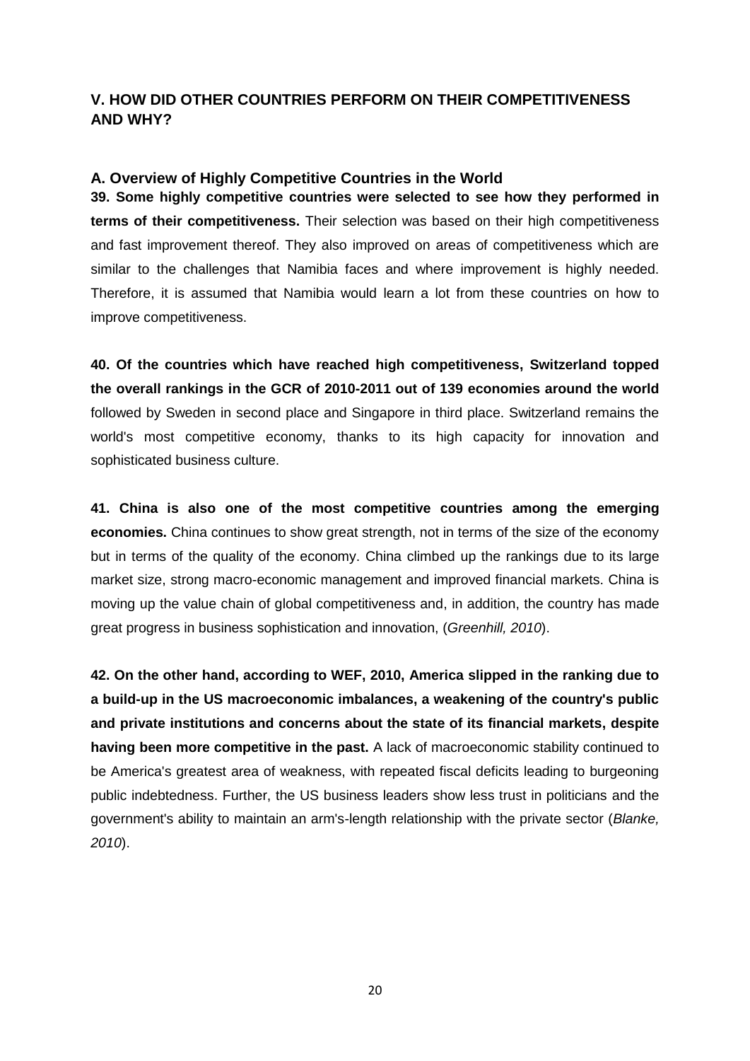## V. HOW DID OTHER COUNTRIES PERFORM ON THEIR COMPETITIVENESS AND WHY?

### A. Overview of Highly Competitive Countries in the World

**39. Some highly competitive countries were selected to see how they performed in terms of their competitiveness.** Their selection was based on their high competitiveness and fast improvement thereof. They also improved on areas of competitiveness which are similar to the challenges that Namibia faces and where improvement is highly needed. Therefore, it is assumed that Namibia would learn a lot from these countries on how to improve competitiveness.

**40. Of the countries which have reached high competitiveness, Switzerland topped the overall rankings in the GCR of 2010-2011 out of 139 economies around the world** followed by Sweden in second place and Singapore in third place. Switzerland remains the world's most competitive economy, thanks to its high capacity for innovation and sophisticated business culture.

**41. China is also one of the most competitive countries among the emerging economies.** China continues to show great strength, not in terms of the size of the economy but in terms of the quality of the economy. China climbed up the rankings due to its large market size, strong macro-economic management and improved financial markets. China is moving up the value chain of global competitiveness and, in addition, the country has made great progress in business sophistication and innovation, (*Greenhill, 2010*).

**42. On the other hand, according to WEF, 2010, America slipped in the ranking due to a build-up in the US macroeconomic imbalances, a weakening of the country's public and private institutions and concerns about the state of its financial markets, despite having been more competitive in the past.** A lack of macroeconomic stability continued to be America's greatest area of weakness, with repeated fiscal deficits leading to burgeoning public indebtedness. Further, the US business leaders show less trust in politicians and the government's ability to maintain an arm's-length relationship with the private sector (*Blanke, 2010*).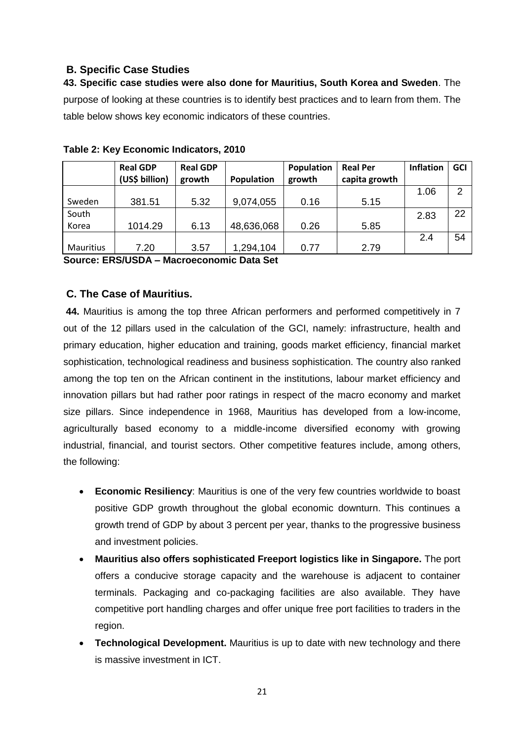## B. Specific Case Studies

**43. Specific case studies were also done for Mauritius, South Korea and Sweden**. The purpose of looking at these countries is to identify best practices and to learn from them. The table below shows key economic indicators of these countries.

**Table 2: Key Economic Indicators, 2010**

| | Real GDP (US$ billion) | Real GDP growth | Population | Population growth | Real Per capita growth | Inflation | GCI |
|---|---|---|---|---|---|---|---|
| Sweden | 381.51 | 5.32 | 9,074,055 | 0.16 | 5.15 | 1.06 | 2 |
| South Korea | 1014.29 | 6.13 | 48,636,068 | 0.26 | 5.85 | 2.83 | 22 |
| Mauritius | 7.20 | 3.57 | 1,294,104 | 0.77 | 2.79 | 2.4 | 54 |

**Source: ERS/USDA – Macroeconomic Data Set**

## C. The Case of Mauritius.

**44.** Mauritius is among the top three African performers and performed competitively in 7 out of the 12 pillars used in the calculation of the GCI, namely: infrastructure, health and primary education, higher education and training, goods market efficiency, financial market sophistication, technological readiness and business sophistication. The country also ranked among the top ten on the African continent in the institutions, labour market efficiency and innovation pillars but had rather poor ratings in respect of the macro economy and market size pillars. Since independence in 1968, Mauritius has developed from a low-income, agriculturally based economy to a middle-income diversified economy with growing industrial, financial, and tourist sectors. Other competitive features include, among others, the following:

- **Economic Resiliency**: Mauritius is one of the very few countries worldwide to boast positive GDP growth throughout the global economic downturn. This continues a growth trend of GDP by about 3 percent per year, thanks to the progressive business and investment policies.
- **Mauritius also offers sophisticated Freeport logistics like in Singapore.** The port offers a conducive storage capacity and the warehouse is adjacent to container terminals. Packaging and co-packaging facilities are also available. They have competitive port handling charges and offer unique free port facilities to traders in the region.
- **Technological Development.** Mauritius is up to date with new technology and there is massive investment in ICT.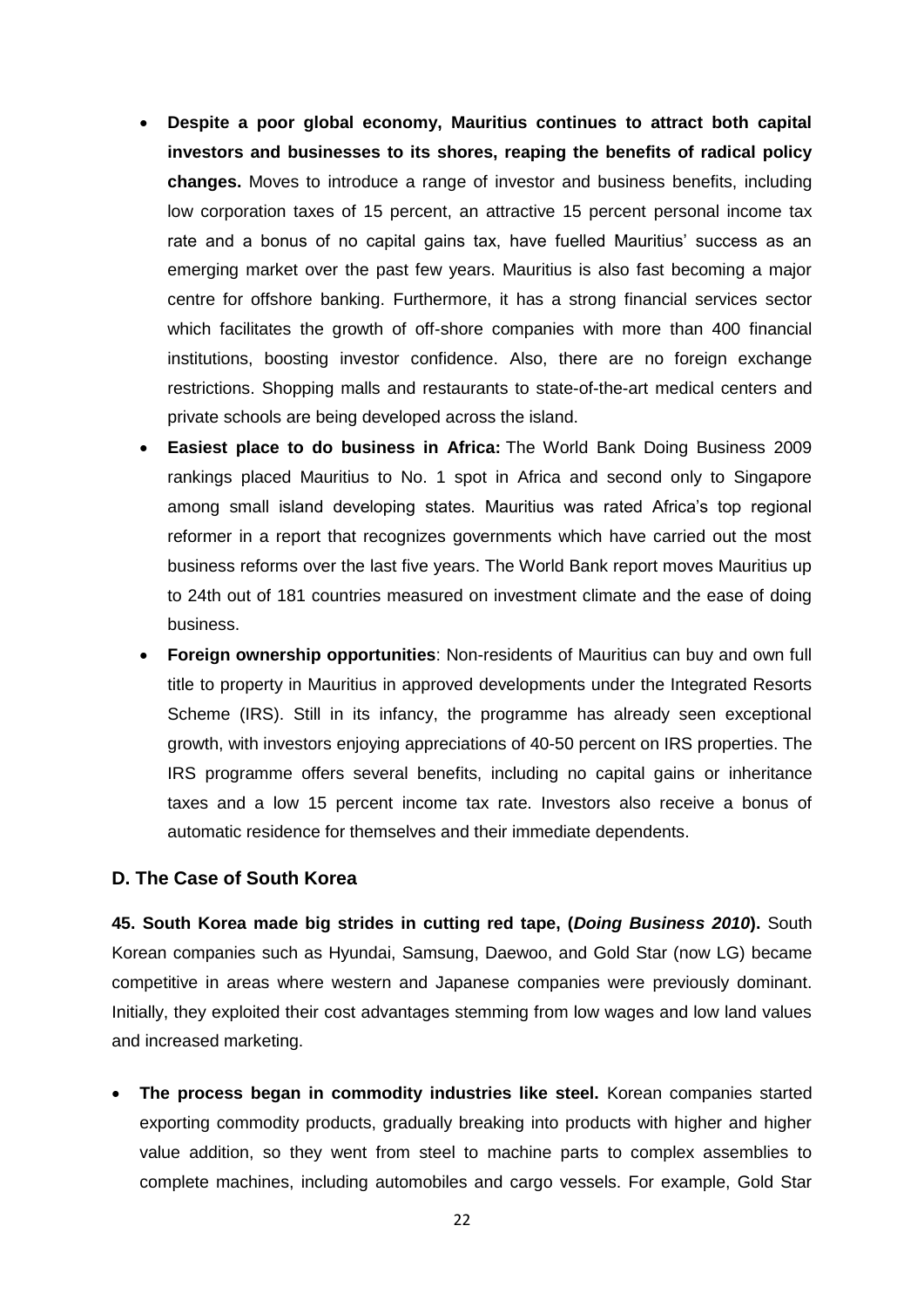- **Despite a poor global economy, Mauritius continues to attract both capital investors and businesses to its shores, reaping the benefits of radical policy changes.** Moves to introduce a range of investor and business benefits, including low corporation taxes of 15 percent, an attractive 15 percent personal income tax rate and a bonus of no capital gains tax, have fuelled Mauritius' success as an emerging market over the past few years. Mauritius is also fast becoming a major centre for offshore banking. Furthermore, it has a strong financial services sector which facilitates the growth of off-shore companies with more than 400 financial institutions, boosting investor confidence. Also, there are no foreign exchange restrictions. Shopping malls and restaurants to state-of-the-art medical centers and private schools are being developed across the island.
- **Easiest place to do business in Africa:** The World Bank Doing Business 2009 rankings placed Mauritius to No. 1 spot in Africa and second only to Singapore among small island developing states. Mauritius was rated Africa's top regional reformer in a report that recognizes governments which have carried out the most business reforms over the last five years. The World Bank report moves Mauritius up to 24th out of 181 countries measured on investment climate and the ease of doing business.
- **Foreign ownership opportunities**: Non-residents of Mauritius can buy and own full title to property in Mauritius in approved developments under the Integrated Resorts Scheme (IRS). Still in its infancy, the programme has already seen exceptional growth, with investors enjoying appreciations of 40-50 percent on IRS properties. The IRS programme offers several benefits, including no capital gains or inheritance taxes and a low 15 percent income tax rate. Investors also receive a bonus of automatic residence for themselves and their immediate dependents.

### D. The Case of South Korea

**45. South Korea made big strides in cutting red tape, (*Doing Business 2010*).** South Korean companies such as Hyundai, Samsung, Daewoo, and Gold Star (now LG) became competitive in areas where western and Japanese companies were previously dominant. Initially, they exploited their cost advantages stemming from low wages and low land values and increased marketing.

- **The process began in commodity industries like steel.** Korean companies started exporting commodity products, gradually breaking into products with higher and higher value addition, so they went from steel to machine parts to complex assemblies to complete machines, including automobiles and cargo vessels. For example, Gold Star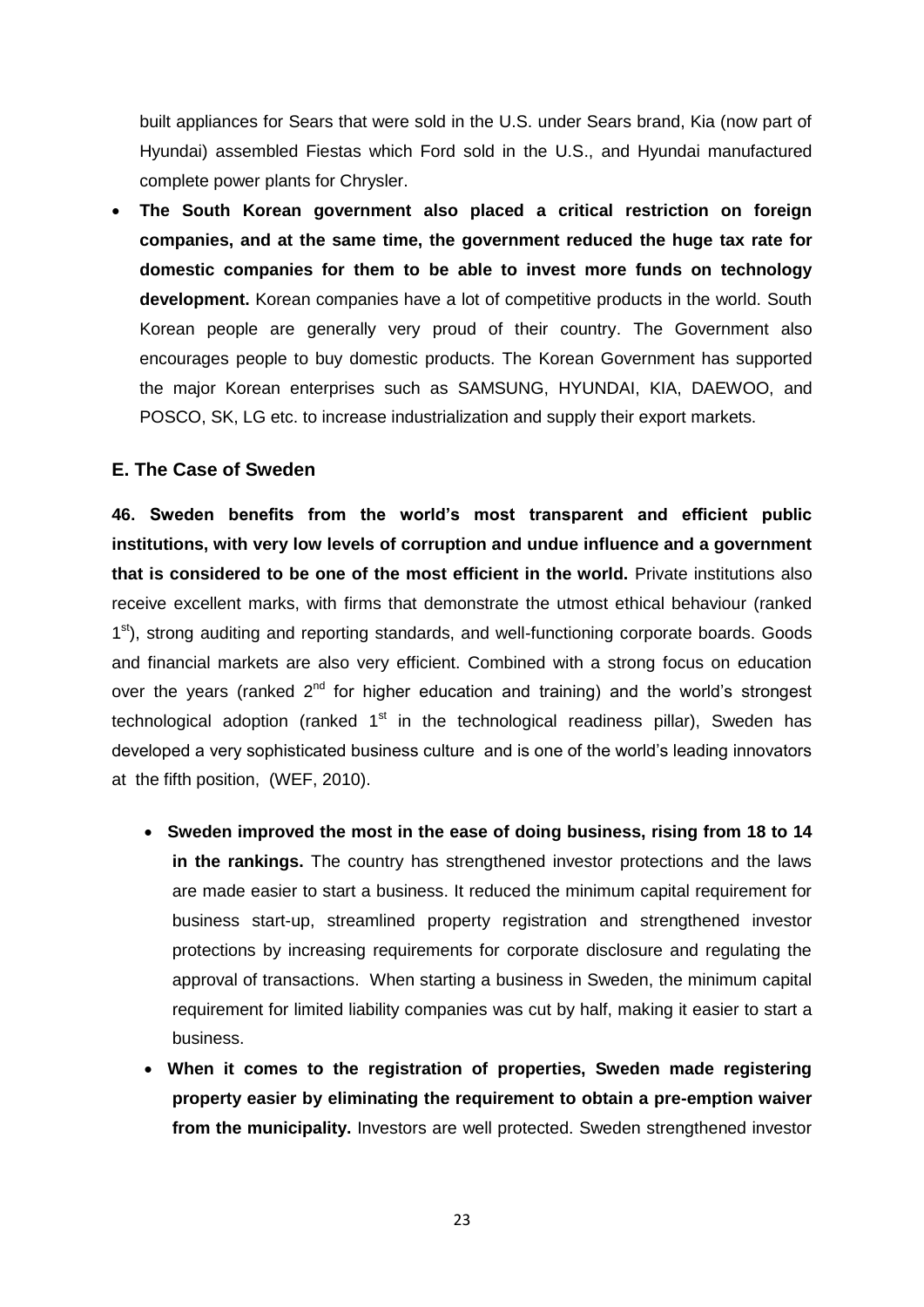built appliances for Sears that were sold in the U.S. under Sears brand, Kia (now part of Hyundai) assembled Fiestas which Ford sold in the U.S., and Hyundai manufactured complete power plants for Chrysler.

- **The South Korean government also placed a critical restriction on foreign companies, and at the same time, the government reduced the huge tax rate for domestic companies for them to be able to invest more funds on technology development.** Korean companies have a lot of competitive products in the world. South Korean people are generally very proud of their country. The Government also encourages people to buy domestic products. The Korean Government has supported the major Korean enterprises such as SAMSUNG, HYUNDAI, KIA, DAEWOO, and POSCO, SK, LG etc. to increase industrialization and supply their export markets.

### E. The Case of Sweden

**46. Sweden benefits from the world's most transparent and efficient public institutions, with very low levels of corruption and undue influence and a government that is considered to be one of the most efficient in the world.** Private institutions also receive excellent marks, with firms that demonstrate the utmost ethical behaviour (ranked 1st), strong auditing and reporting standards, and well-functioning corporate boards. Goods and financial markets are also very efficient. Combined with a strong focus on education over the years (ranked 2nd for higher education and training) and the world's strongest technological adoption (ranked 1st in the technological readiness pillar), Sweden has developed a very sophisticated business culture and is one of the world's leading innovators at the fifth position, (WEF, 2010).

- **Sweden improved the most in the ease of doing business, rising from 18 to 14 in the rankings.** The country has strengthened investor protections and the laws are made easier to start a business. It reduced the minimum capital requirement for business start-up, streamlined property registration and strengthened investor protections by increasing requirements for corporate disclosure and regulating the approval of transactions. When starting a business in Sweden, the minimum capital requirement for limited liability companies was cut by half, making it easier to start a business.
- **When it comes to the registration of properties, Sweden made registering property easier by eliminating the requirement to obtain a pre-emption waiver from the municipality.** Investors are well protected. Sweden strengthened investor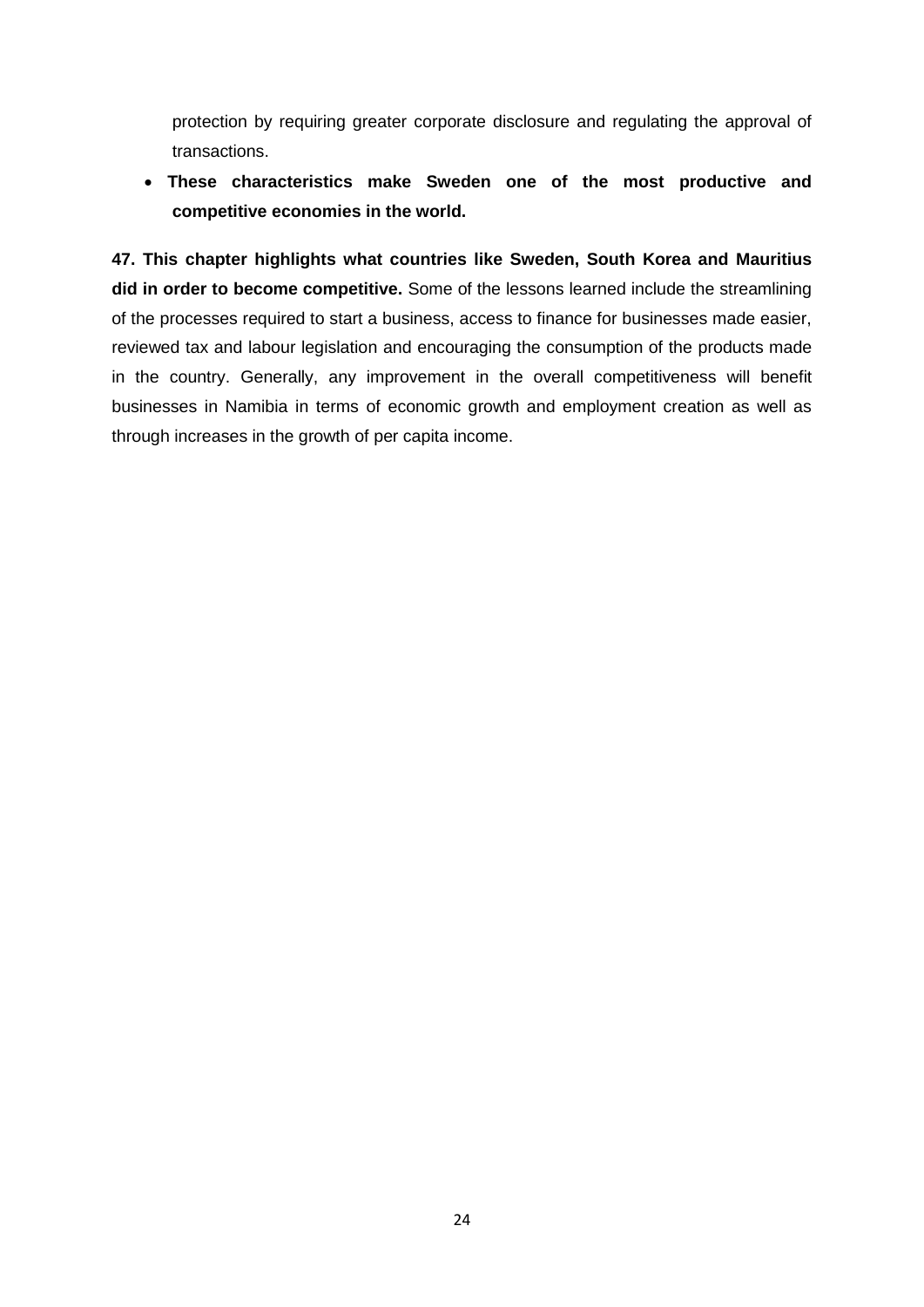protection by requiring greater corporate disclosure and regulating the approval of transactions.

- **These characteristics make Sweden one of the most productive and competitive economies in the world.**

**47. This chapter highlights what countries like Sweden, South Korea and Mauritius did in order to become competitive.** Some of the lessons learned include the streamlining of the processes required to start a business, access to finance for businesses made easier, reviewed tax and labour legislation and encouraging the consumption of the products made in the country. Generally, any improvement in the overall competitiveness will benefit businesses in Namibia in terms of economic growth and employment creation as well as through increases in the growth of per capita income.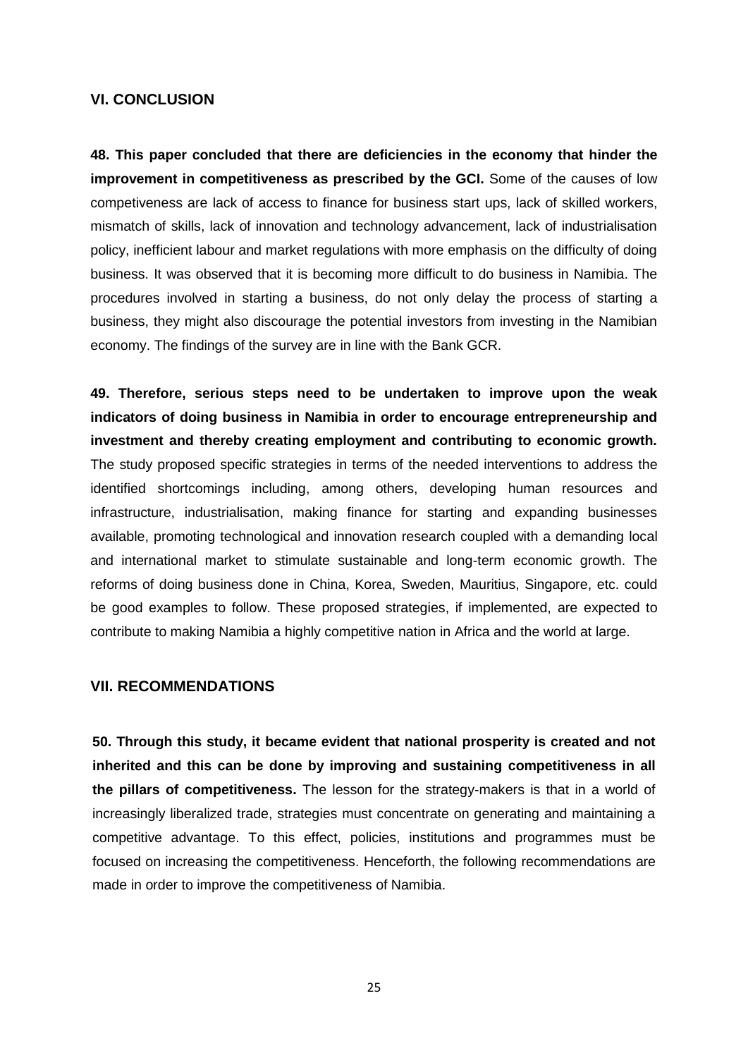## VI. CONCLUSION

**48. This paper concluded that there are deficiencies in the economy that hinder the improvement in competitiveness as prescribed by the GCI.** Some of the causes of low competiveness are lack of access to finance for business start ups, lack of skilled workers, mismatch of skills, lack of innovation and technology advancement, lack of industrialisation policy, inefficient labour and market regulations with more emphasis on the difficulty of doing business. It was observed that it is becoming more difficult to do business in Namibia. The procedures involved in starting a business, do not only delay the process of starting a business, they might also discourage the potential investors from investing in the Namibian economy. The findings of the survey are in line with the Bank GCR.

**49. Therefore, serious steps need to be undertaken to improve upon the weak indicators of doing business in Namibia in order to encourage entrepreneurship and investment and thereby creating employment and contributing to economic growth.** The study proposed specific strategies in terms of the needed interventions to address the identified shortcomings including, among others, developing human resources and infrastructure, industrialisation, making finance for starting and expanding businesses available, promoting technological and innovation research coupled with a demanding local and international market to stimulate sustainable and long-term economic growth. The reforms of doing business done in China, Korea, Sweden, Mauritius, Singapore, etc. could be good examples to follow. These proposed strategies, if implemented, are expected to contribute to making Namibia a highly competitive nation in Africa and the world at large.

## VII. RECOMMENDATIONS

**50. Through this study, it became evident that national prosperity is created and not inherited and this can be done by improving and sustaining competitiveness in all the pillars of competitiveness.** The lesson for the strategy-makers is that in a world of increasingly liberalized trade, strategies must concentrate on generating and maintaining a competitive advantage. To this effect, policies, institutions and programmes must be focused on increasing the competitiveness. Henceforth, the following recommendations are made in order to improve the competitiveness of Namibia.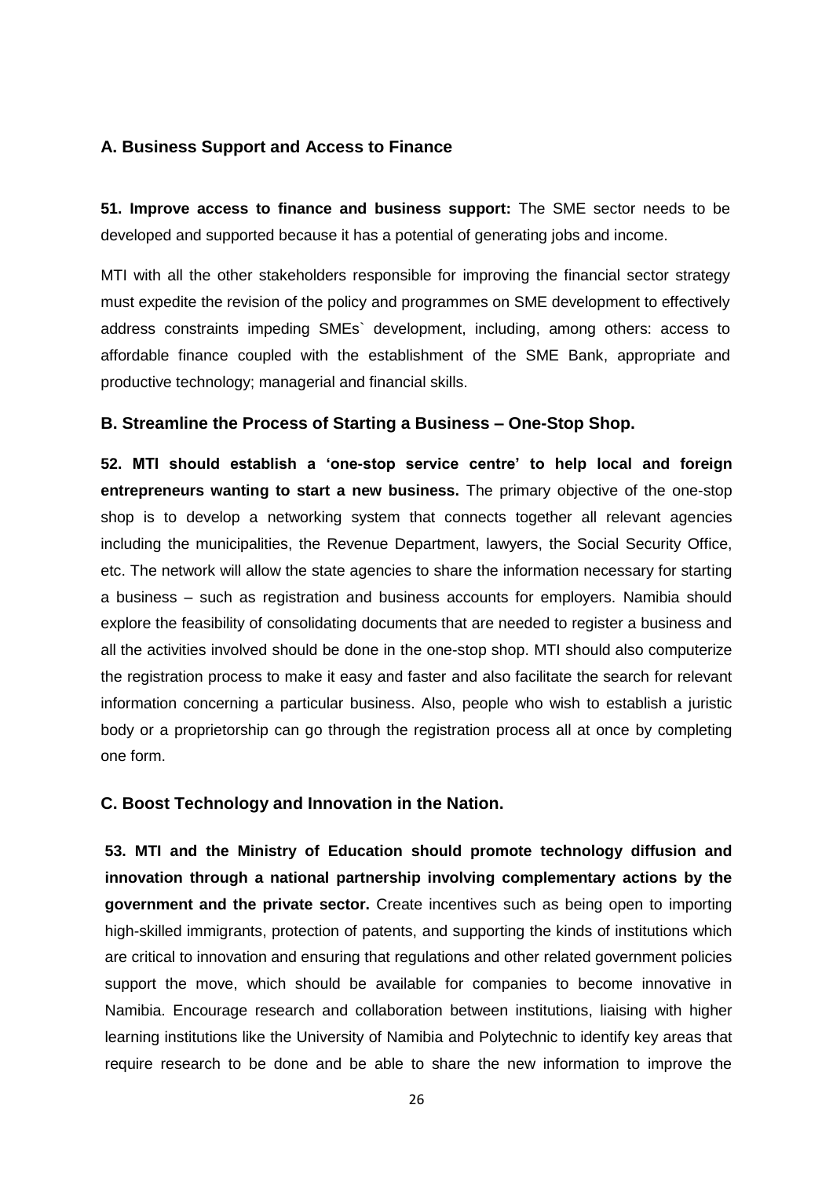### A. Business Support and Access to Finance

**51. Improve access to finance and business support:** The SME sector needs to be developed and supported because it has a potential of generating jobs and income.

MTI with all the other stakeholders responsible for improving the financial sector strategy must expedite the revision of the policy and programmes on SME development to effectively address constraints impeding SMEs` development, including, among others: access to affordable finance coupled with the establishment of the SME Bank, appropriate and productive technology; managerial and financial skills.

### B. Streamline the Process of Starting a Business – One-Stop Shop.

**52. MTI should establish a 'one-stop service centre' to help local and foreign entrepreneurs wanting to start a new business.** The primary objective of the one-stop shop is to develop a networking system that connects together all relevant agencies including the municipalities, the Revenue Department, lawyers, the Social Security Office, etc. The network will allow the state agencies to share the information necessary for starting a business – such as registration and business accounts for employers. Namibia should explore the feasibility of consolidating documents that are needed to register a business and all the activities involved should be done in the one-stop shop. MTI should also computerize the registration process to make it easy and faster and also facilitate the search for relevant information concerning a particular business. Also, people who wish to establish a juristic body or a proprietorship can go through the registration process all at once by completing one form.

### C. Boost Technology and Innovation in the Nation.

**53. MTI and the Ministry of Education should promote technology diffusion and innovation through a national partnership involving complementary actions by the government and the private sector.** Create incentives such as being open to importing high-skilled immigrants, protection of patents, and supporting the kinds of institutions which are critical to innovation and ensuring that regulations and other related government policies support the move, which should be available for companies to become innovative in Namibia. Encourage research and collaboration between institutions, liaising with higher learning institutions like the University of Namibia and Polytechnic to identify key areas that require research to be done and be able to share the new information to improve the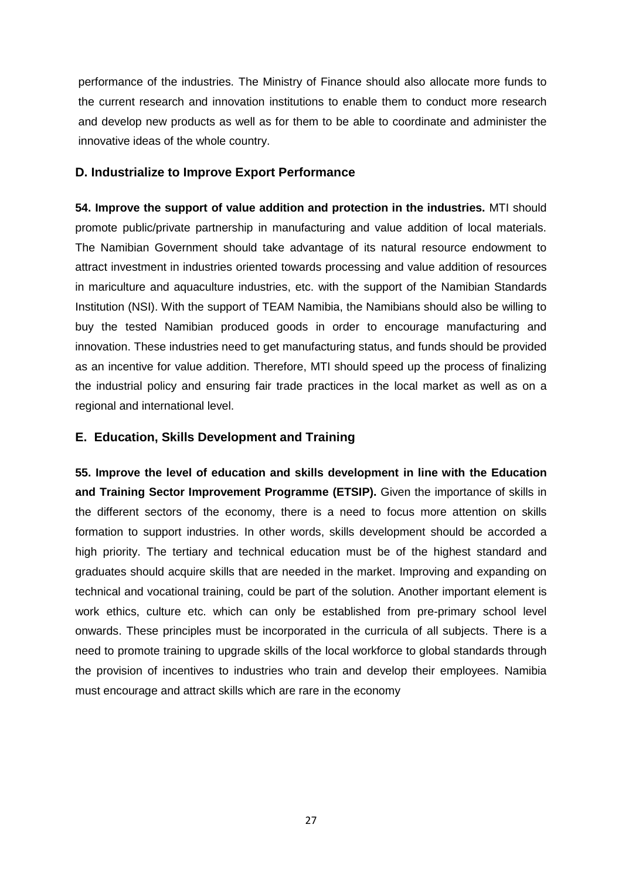performance of the industries. The Ministry of Finance should also allocate more funds to the current research and innovation institutions to enable them to conduct more research and develop new products as well as for them to be able to coordinate and administer the innovative ideas of the whole country.

### D. Industrialize to Improve Export Performance

**54. Improve the support of value addition and protection in the industries.** MTI should promote public/private partnership in manufacturing and value addition of local materials. The Namibian Government should take advantage of its natural resource endowment to attract investment in industries oriented towards processing and value addition of resources in mariculture and aquaculture industries, etc. with the support of the Namibian Standards Institution (NSI). With the support of TEAM Namibia, the Namibians should also be willing to buy the tested Namibian produced goods in order to encourage manufacturing and innovation. These industries need to get manufacturing status, and funds should be provided as an incentive for value addition. Therefore, MTI should speed up the process of finalizing the industrial policy and ensuring fair trade practices in the local market as well as on a regional and international level.

### E. Education, Skills Development and Training

**55. Improve the level of education and skills development in line with the Education and Training Sector Improvement Programme (ETSIP).** Given the importance of skills in the different sectors of the economy, there is a need to focus more attention on skills formation to support industries. In other words, skills development should be accorded a high priority. The tertiary and technical education must be of the highest standard and graduates should acquire skills that are needed in the market. Improving and expanding on technical and vocational training, could be part of the solution. Another important element is work ethics, culture etc. which can only be established from pre-primary school level onwards. These principles must be incorporated in the curricula of all subjects. There is a need to promote training to upgrade skills of the local workforce to global standards through the provision of incentives to industries who train and develop their employees. Namibia must encourage and attract skills which are rare in the economy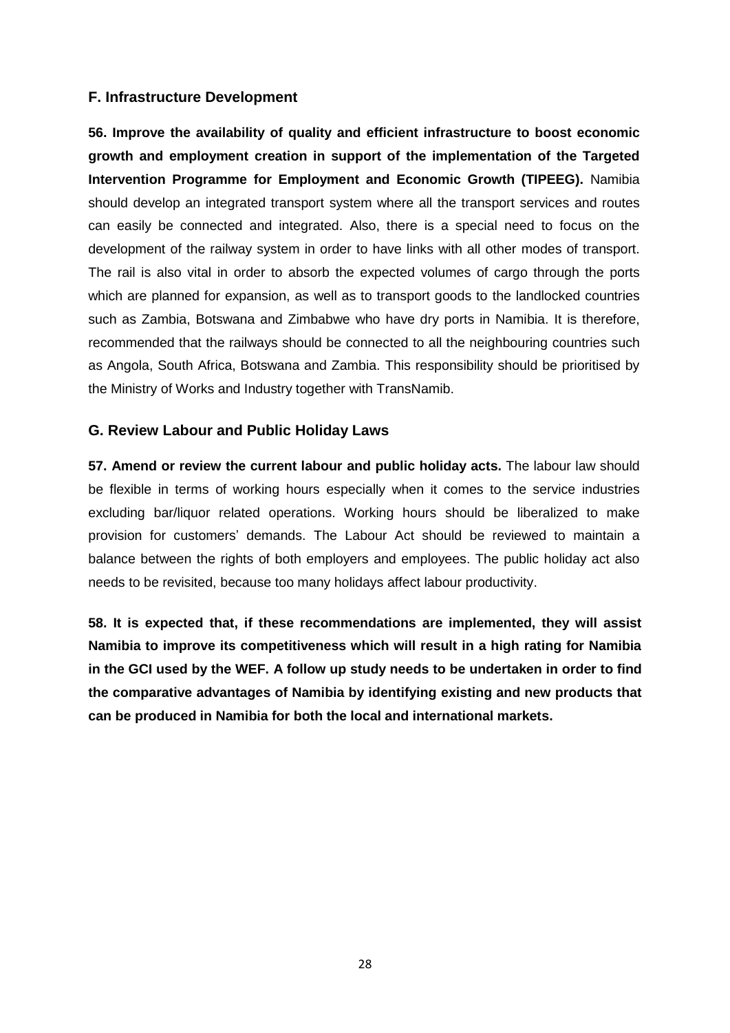### F. Infrastructure Development

**56. Improve the availability of quality and efficient infrastructure to boost economic growth and employment creation in support of the implementation of the Targeted Intervention Programme for Employment and Economic Growth (TIPEEG).** Namibia should develop an integrated transport system where all the transport services and routes can easily be connected and integrated. Also, there is a special need to focus on the development of the railway system in order to have links with all other modes of transport. The rail is also vital in order to absorb the expected volumes of cargo through the ports which are planned for expansion, as well as to transport goods to the landlocked countries such as Zambia, Botswana and Zimbabwe who have dry ports in Namibia. It is therefore, recommended that the railways should be connected to all the neighbouring countries such as Angola, South Africa, Botswana and Zambia. This responsibility should be prioritised by the Ministry of Works and Industry together with TransNamib.

### G. Review Labour and Public Holiday Laws

**57. Amend or review the current labour and public holiday acts.** The labour law should be flexible in terms of working hours especially when it comes to the service industries excluding bar/liquor related operations. Working hours should be liberalized to make provision for customers' demands. The Labour Act should be reviewed to maintain a balance between the rights of both employers and employees. The public holiday act also needs to be revisited, because too many holidays affect labour productivity.

**58. It is expected that, if these recommendations are implemented, they will assist Namibia to improve its competitiveness which will result in a high rating for Namibia in the GCI used by the WEF. A follow up study needs to be undertaken in order to find the comparative advantages of Namibia by identifying existing and new products that can be produced in Namibia for both the local and international markets.**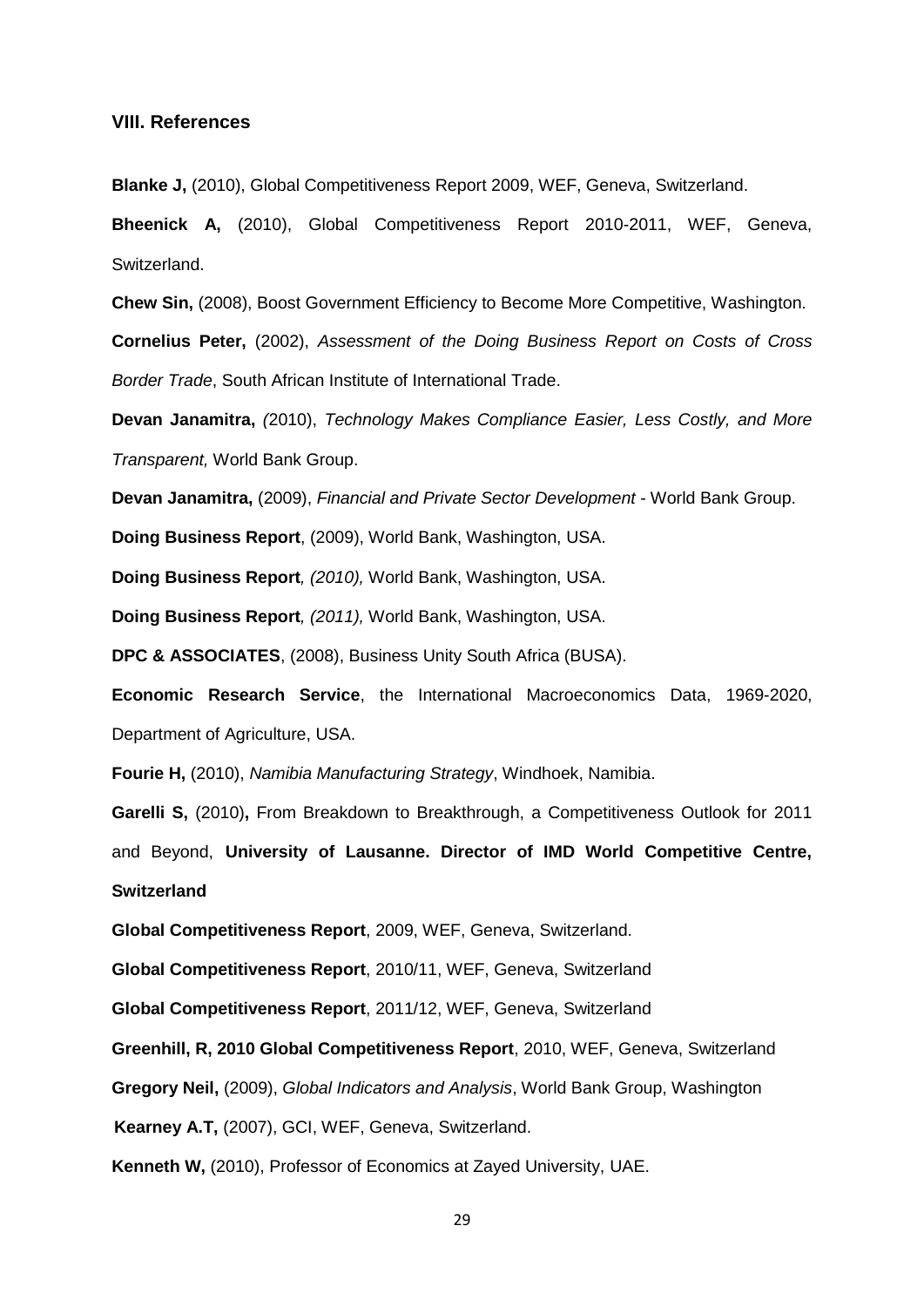## VIII. References

**Blanke J,** (2010), Global Competitiveness Report 2009, WEF, Geneva, Switzerland.

**Bheenick A,** (2010), Global Competitiveness Report 2010-2011, WEF, Geneva, Switzerland.

**Chew Sin,** (2008), Boost Government Efficiency to Become More Competitive, Washington.

**Cornelius Peter,** (2002), *Assessment of the Doing Business Report on Costs of Cross Border Trade*, South African Institute of International Trade.

**Devan Janamitra,** *(*2010), *Technology Makes Compliance Easier, Less Costly, and More Transparent,* World Bank Group.

**Devan Janamitra,** (2009), *Financial and Private Sector Development* - World Bank Group.

**Doing Business Report**, (2009), World Bank, Washington, USA.

**Doing Business Report***, (2010),* World Bank, Washington, USA.

**Doing Business Report***, (2011),* World Bank, Washington, USA.

**DPC & ASSOCIATES**, (2008), Business Unity South Africa (BUSA).

**Economic Research Service**, the International Macroeconomics Data, 1969-2020, Department of Agriculture, USA.

**Fourie H,** (2010), *Namibia Manufacturing Strategy*, Windhoek, Namibia.

**Garelli S,** (2010)**,** From Breakdown to Breakthrough, a Competitiveness Outlook for 2011 and Beyond, **University of Lausanne. Director of IMD World Competitive Centre, Switzerland**

**Global Competitiveness Report**, 2009, WEF, Geneva, Switzerland.

**Global Competitiveness Report**, 2010/11, WEF, Geneva, Switzerland

**Global Competitiveness Report**, 2011/12, WEF, Geneva, Switzerland

**Greenhill, R, 2010 Global Competitiveness Report**, 2010, WEF, Geneva, Switzerland

**Gregory Neil,** (2009), *Global Indicators and Analysis*, World Bank Group, Washington

**Kearney A.T,** (2007), GCI, WEF, Geneva, Switzerland.

**Kenneth W,** (2010), Professor of Economics at Zayed University, UAE.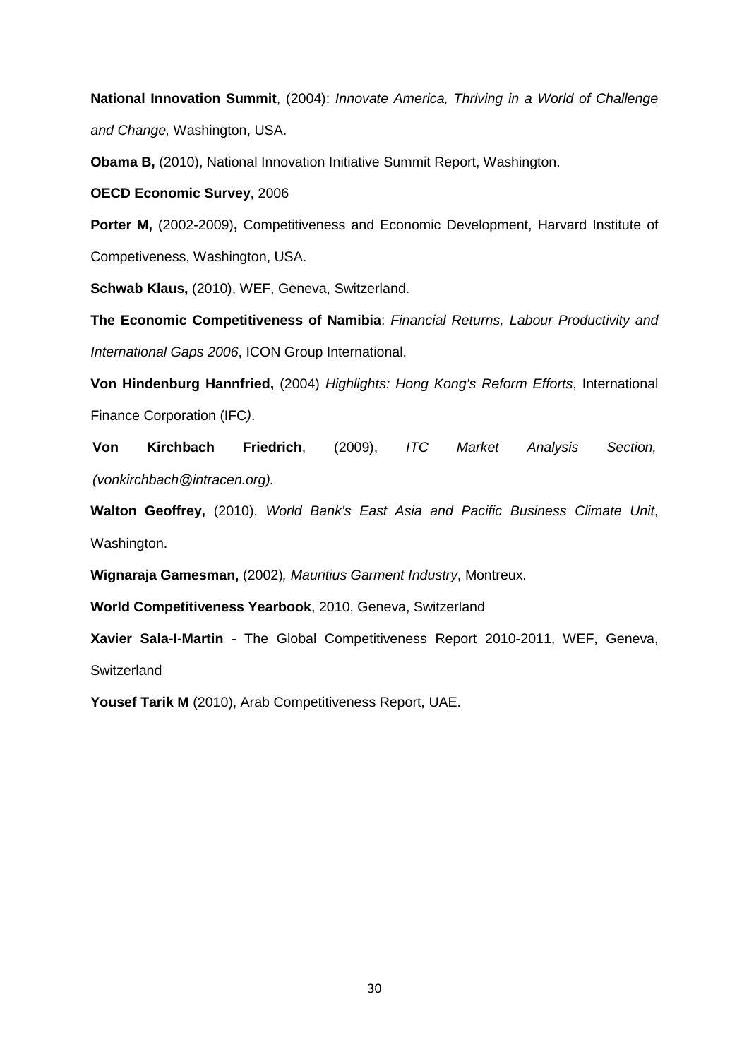**National Innovation Summit**, (2004): *Innovate America, Thriving in a World of Challenge and Change,* Washington, USA.

**Obama B,** (2010), National Innovation Initiative Summit Report, Washington.

**OECD Economic Survey**, 2006

**Porter M,** (2002-2009)**,** Competitiveness and Economic Development, Harvard Institute of Competiveness, Washington, USA.

**Schwab Klaus,** (2010), WEF, Geneva, Switzerland.

**The Economic Competitiveness of Namibia**: *Financial Returns, Labour Productivity and International Gaps 2006*, ICON Group International.

**Von Hindenburg Hannfried,** (2004) *Highlights: Hong Kong's Reform Efforts*, International Finance Corporation (IFC*)*.

**Von Kirchbach Friedrich**, (2009), *ITC Market Analysis Section, (vonkirchbach@intracen.org).*

**Walton Geoffrey,** (2010), *World Bank's East Asia and Pacific Business Climate Unit*, Washington.

**Wignaraja Gamesman,** (2002*), Mauritius Garment Industry*, Montreux.

**World Competitiveness Yearbook**, 2010, Geneva, Switzerland

**Xavier Sala-I-Martin** - The Global Competitiveness Report 2010-2011, WEF, Geneva, Switzerland

**Yousef Tarik M** (2010), Arab Competitiveness Report, UAE.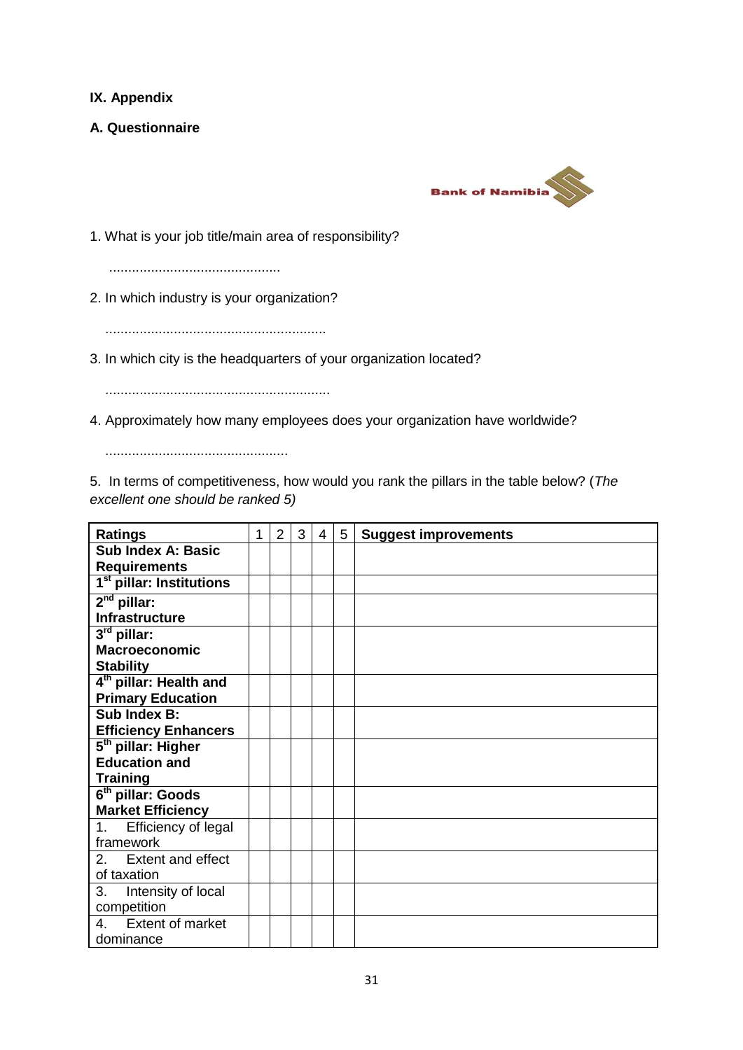## IX. Appendix

### A. Questionnaire

Bank of Namibia

1. What is your job title/main area of responsibility?

.............................................

2. In which industry is your organization?

..........................................................

3. In which city is the headquarters of your organization located?

...........................................................

4. Approximately how many employees does your organization have worldwide?

................................................

5. In terms of competitiveness, how would you rank the pillars in the table below? (*The excellent one should be ranked 5)*

| Ratings | 1 | 2 | 3 | 4 | 5 | Suggest improvements |
|---|---|---|---|---|---|---|
| **Sub Index A: Basic Requirements** | | | | | | |
| **1st pillar: Institutions** | | | | | | |
| **2nd pillar: Infrastructure** | | | | | | |
| **3rd pillar: Macroeconomic Stability** | | | | | | |
| **4th pillar: Health and Primary Education** | | | | | | |
| **Sub Index B: Efficiency Enhancers** | | | | | | |
| **5th pillar: Higher Education and Training** | | | | | | |
| **6th pillar: Goods Market Efficiency** | | | | | | |
| 1. Efficiency of legal framework | | | | | | |
| 2. Extent and effect of taxation | | | | | | |
| 3. Intensity of local competition | | | | | | |
| 4. Extent of market dominance | | | | | | |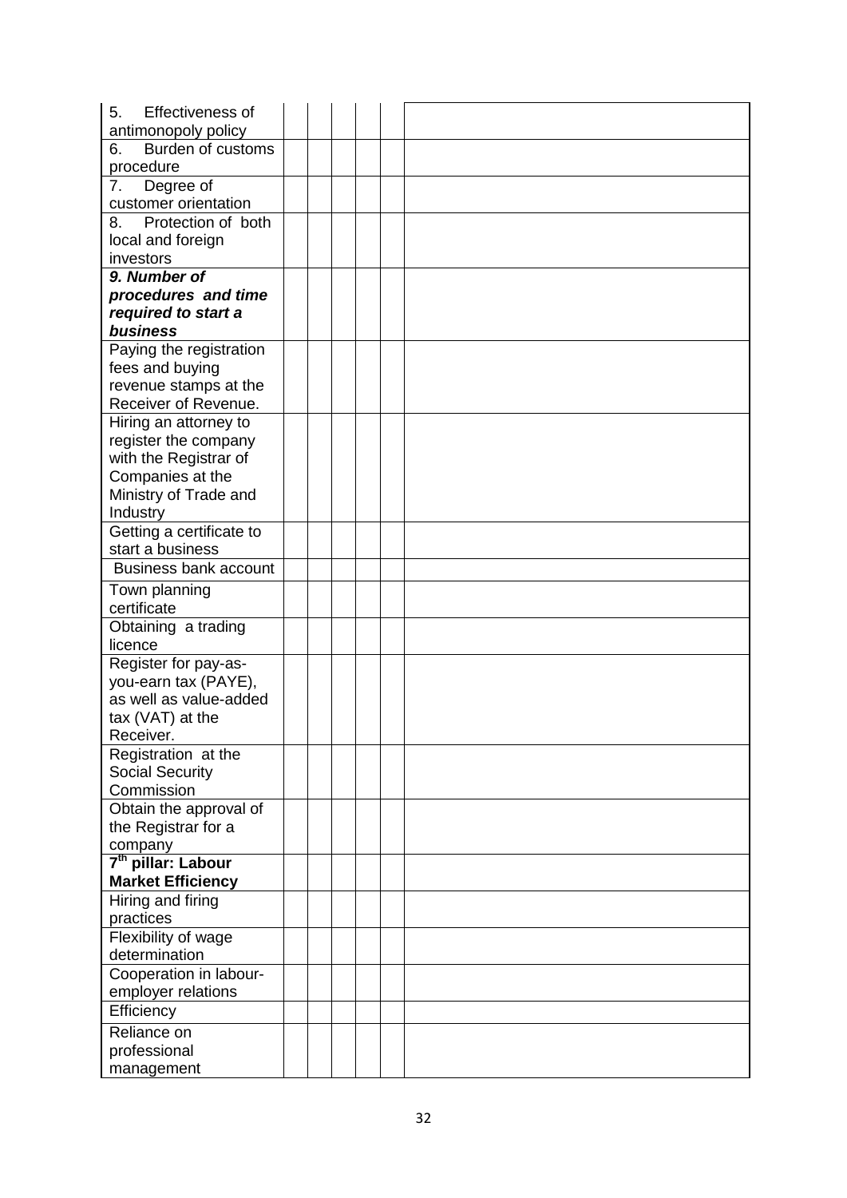| | | | | | | |
|---|---|---|---|---|---|---|
| 5. Effectiveness of antimonopoly policy | | | | | | |
| 6. Burden of customs procedure | | | | | | |
| 7. Degree of customer orientation | | | | | | |
| 8. Protection of both local and foreign investors | | | | | | |
| ***9. Number of procedures and time required to start a business*** | | | | | | |
| Paying the registration fees and buying revenue stamps at the Receiver of Revenue. | | | | | | |
| Hiring an attorney to register the company with the Registrar of Companies at the Ministry of Trade and Industry | | | | | | |
| Getting a certificate to start a business | | | | | | |
| Business bank account | | | | | | |
| Town planning certificate | | | | | | |
| Obtaining a trading licence | | | | | | |
| Register for pay-as-you-earn tax (PAYE), as well as value-added tax (VAT) at the Receiver. | | | | | | |
| Registration at the Social Security Commission | | | | | | |
| Obtain the approval of the Registrar for a company | | | | | | |
| **7th pillar: Labour Market Efficiency** | | | | | | |
| Hiring and firing practices | | | | | | |
| Flexibility of wage determination | | | | | | |
| Cooperation in labour-employer relations | | | | | | |
| Efficiency | | | | | | |
| Reliance on professional management | | | | | | |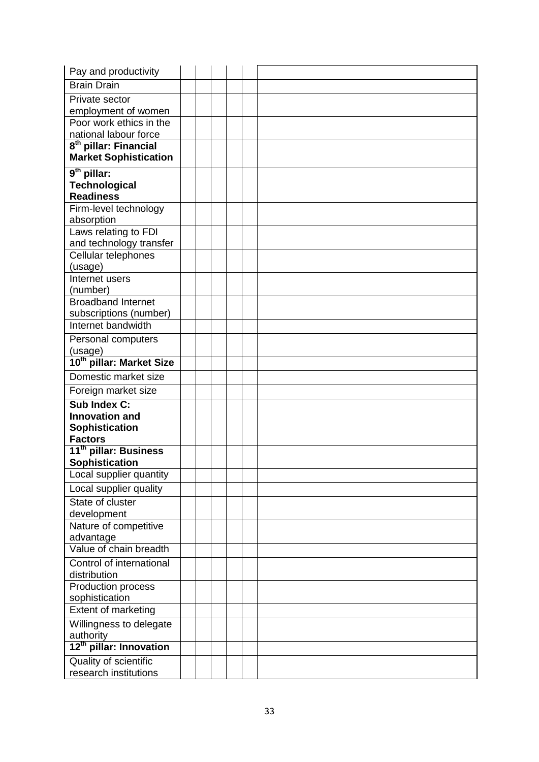| | | | | | | |
|---|---|---|---|---|---|---|
| Pay and productivity | | | | | | |
| Brain Drain | | | | | | |
| Private sector employment of women | | | | | | |
| Poor work ethics in the national labour force | | | | | | |
| **8th pillar: Financial Market Sophistication** | | | | | | |
| **9th pillar: Technological Readiness** | | | | | | |
| Firm-level technology absorption | | | | | | |
| Laws relating to FDI and technology transfer | | | | | | |
| Cellular telephones (usage) | | | | | | |
| Internet users (number) | | | | | | |
| Broadband Internet subscriptions (number) | | | | | | |
| Internet bandwidth | | | | | | |
| Personal computers (usage) | | | | | | |
| **10th pillar: Market Size** | | | | | | |
| Domestic market size | | | | | | |
| Foreign market size | | | | | | |
| **Sub Index C: Innovation and Sophistication Factors** | | | | | | |
| **11th pillar: Business Sophistication** | | | | | | |
| Local supplier quantity | | | | | | |
| Local supplier quality | | | | | | |
| State of cluster development | | | | | | |
| Nature of competitive advantage | | | | | | |
| Value of chain breadth | | | | | | |
| Control of international distribution | | | | | | |
| Production process sophistication | | | | | | |
| Extent of marketing | | | | | | |
| Willingness to delegate authority | | | | | | |
| **12th pillar: Innovation** | | | | | | |
| Quality of scientific research institutions | | | | | | |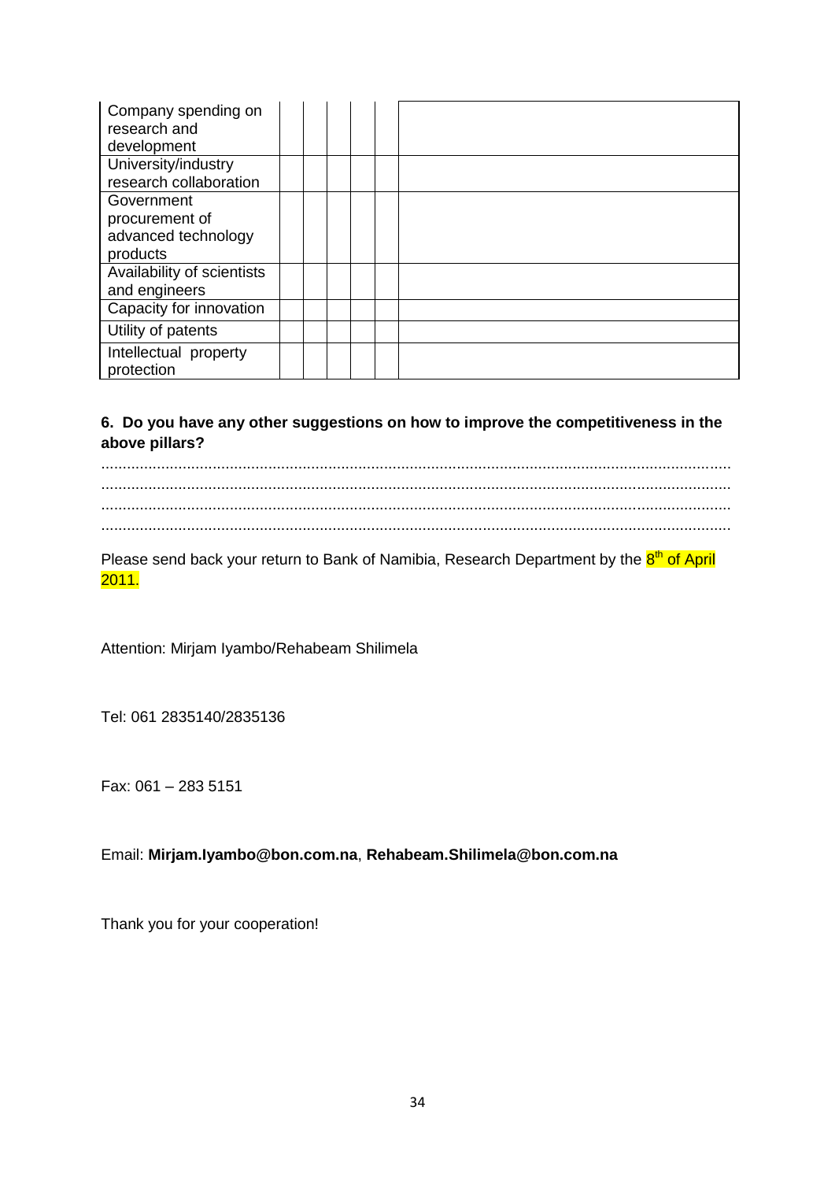| | | | | | | |
|---|---|---|---|---|---|---|
| Company spending on research and development | | | | | | |
| University/industry research collaboration | | | | | | |
| Government procurement of advanced technology products | | | | | | |
| Availability of scientists and engineers | | | | | | |
| Capacity for innovation | | | | | | |
| Utility of patents | | | | | | |
| Intellectual property protection | | | | | | |

**6. Do you have any other suggestions on how to improve the competitiveness in the above pillars?**

..................................................................................................................................................
..................................................................................................................................................
..................................................................................................................................................
..................................................................................................................................................

Please send back your return to Bank of Namibia, Research Department by the 8th of April 2011.

Attention: Mirjam Iyambo/Rehabeam Shilimela

Tel: 061 2835140/2835136

Fax: 061 – 283 5151

Email: **Mirjam.Iyambo@bon.com.na**, **Rehabeam.Shilimela@bon.com.na**

Thank you for your cooperation!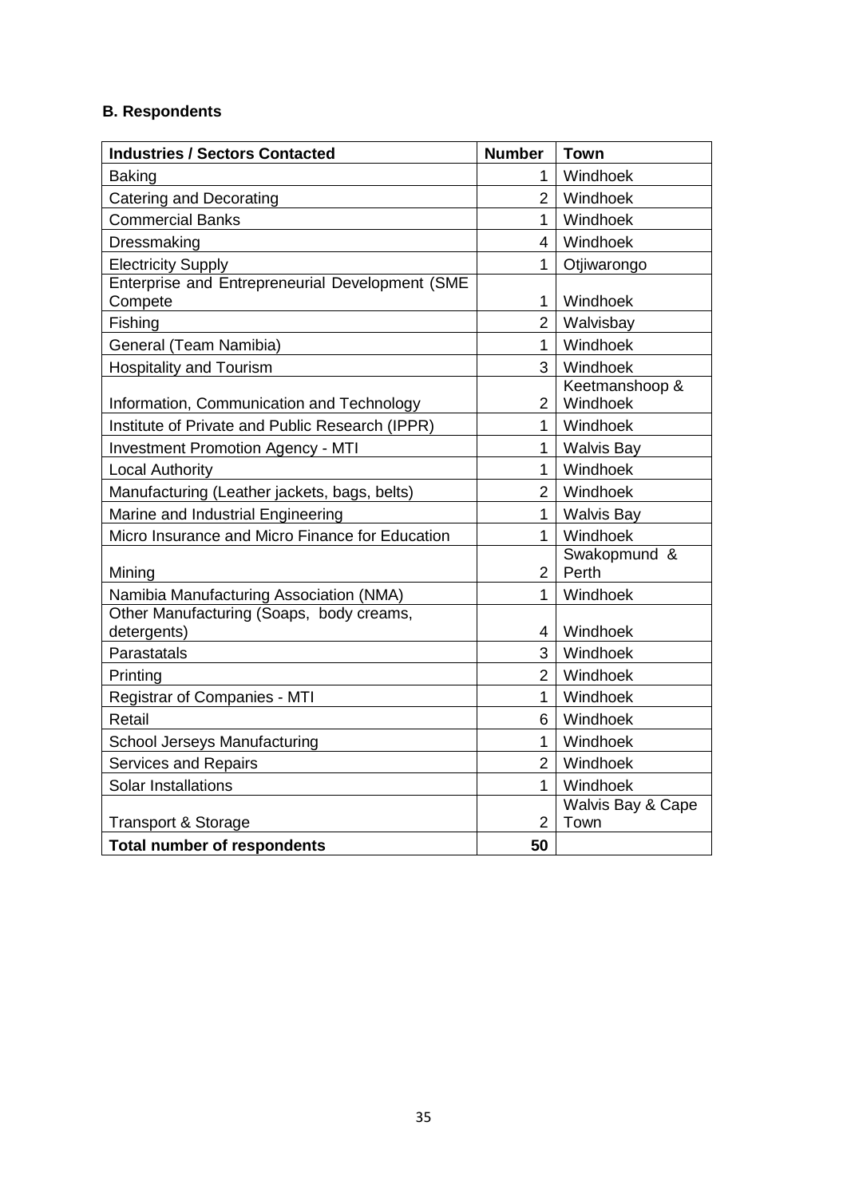**B. Respondents**

| Industries / Sectors Contacted | Number | Town |
|---|---|---|
| Baking | 1 | Windhoek |
| Catering and Decorating | 2 | Windhoek |
| Commercial Banks | 1 | Windhoek |
| Dressmaking | 4 | Windhoek |
| Electricity Supply | 1 | Otjiwarongo |
| Enterprise and Entrepreneurial Development (SME Compete | 1 | Windhoek |
| Fishing | 2 | Walvisbay |
| General (Team Namibia) | 1 | Windhoek |
| Hospitality and Tourism | 3 | Windhoek |
| Information, Communication and Technology | 2 | Keetmanshoop & Windhoek |
| Institute of Private and Public Research (IPPR) | 1 | Windhoek |
| Investment Promotion Agency - MTI | 1 | Walvis Bay |
| Local Authority | 1 | Windhoek |
| Manufacturing (Leather jackets, bags, belts) | 2 | Windhoek |
| Marine and Industrial Engineering | 1 | Walvis Bay |
| Micro Insurance and Micro Finance for Education | 1 | Windhoek |
| Mining | 2 | Swakopmund & Perth |
| Namibia Manufacturing Association (NMA) | 1 | Windhoek |
| Other Manufacturing (Soaps, body creams, detergents) | 4 | Windhoek |
| Parastatals | 3 | Windhoek |
| Printing | 2 | Windhoek |
| Registrar of Companies - MTI | 1 | Windhoek |
| Retail | 6 | Windhoek |
| School Jerseys Manufacturing | 1 | Windhoek |
| Services and Repairs | 2 | Windhoek |
| Solar Installations | 1 | Windhoek |
| Transport & Storage | 2 | Walvis Bay & Cape Town |
| **Total number of respondents** | **50** | |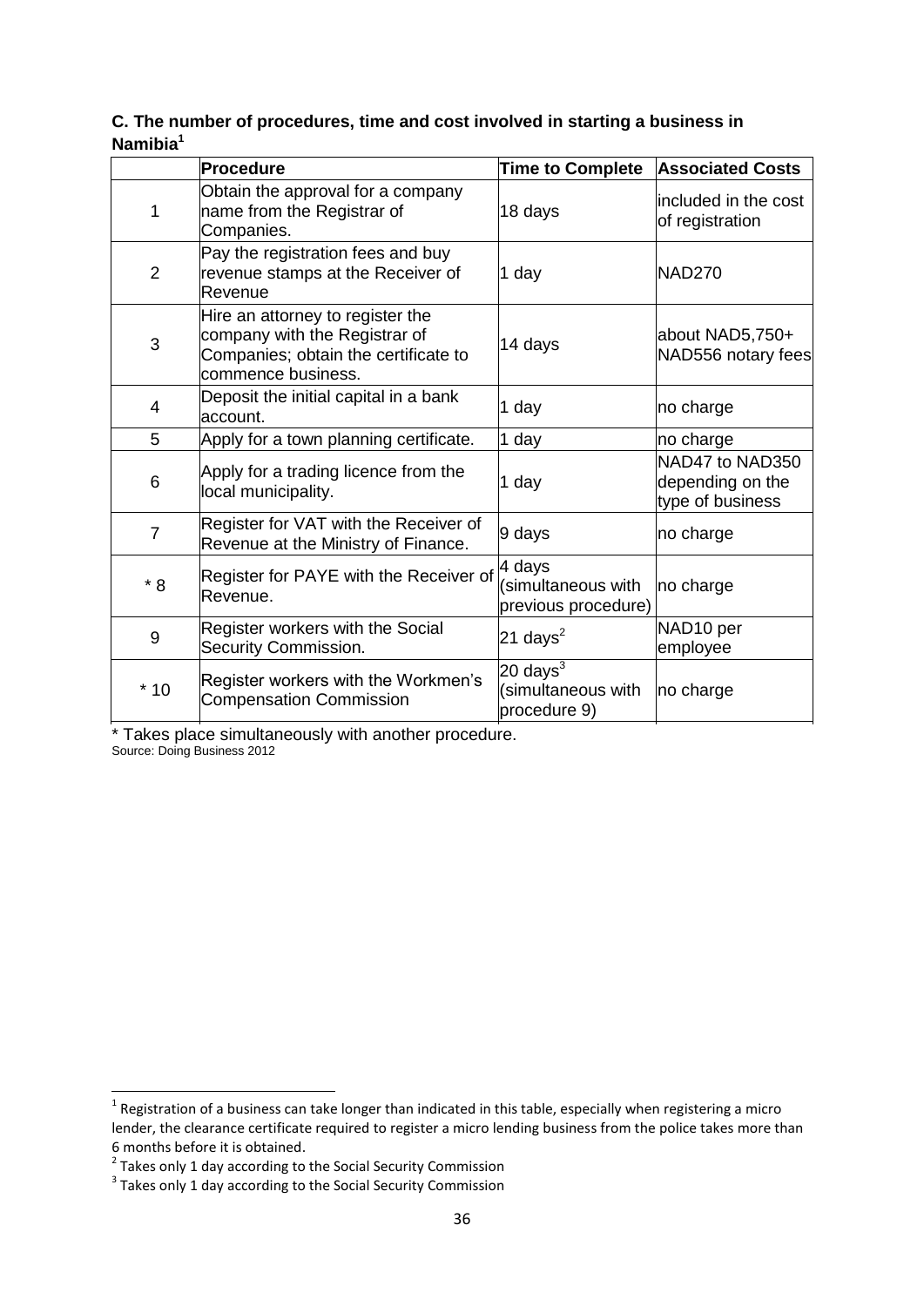**C. The number of procedures, time and cost involved in starting a business in Namibia**[1]

| | Procedure | Time to Complete | Associated Costs |
|---|---|---|---|
| 1 | Obtain the approval for a company name from the Registrar of Companies. | 18 days | included in the cost of registration |
| 2 | Pay the registration fees and buy revenue stamps at the Receiver of Revenue | 1 day | NAD270 |
| 3 | Hire an attorney to register the company with the Registrar of Companies; obtain the certificate to commence business. | 14 days | about NAD5,750+ NAD556 notary fees |
| 4 | Deposit the initial capital in a bank account. | 1 day | no charge |
| 5 | Apply for a town planning certificate. | 1 day | no charge |
| 6 | Apply for a trading licence from the local municipality. | 1 day | NAD47 to NAD350 depending on the type of business |
| 7 | Register for VAT with the Receiver of Revenue at the Ministry of Finance. | 9 days | no charge |
| * 8 | Register for PAYE with the Receiver of Revenue. | 4 days (simultaneous with previous procedure) | no charge |
| 9 | Register workers with the Social Security Commission. | 21 days[2] | NAD10 per employee |
| * 10 | Register workers with the Workmen's Compensation Commission | 20 days[3] (simultaneous with procedure 9) | no charge |

* Takes place simultaneously with another procedure.

Source: Doing Business 2012

[1] Registration of a business can take longer than indicated in this table, especially when registering a micro lender, the clearance certificate required to register a micro lending business from the police takes more than 6 months before it is obtained.

[2] Takes only 1 day according to the Social Security Commission

[3] Takes only 1 day according to the Social Security Commission